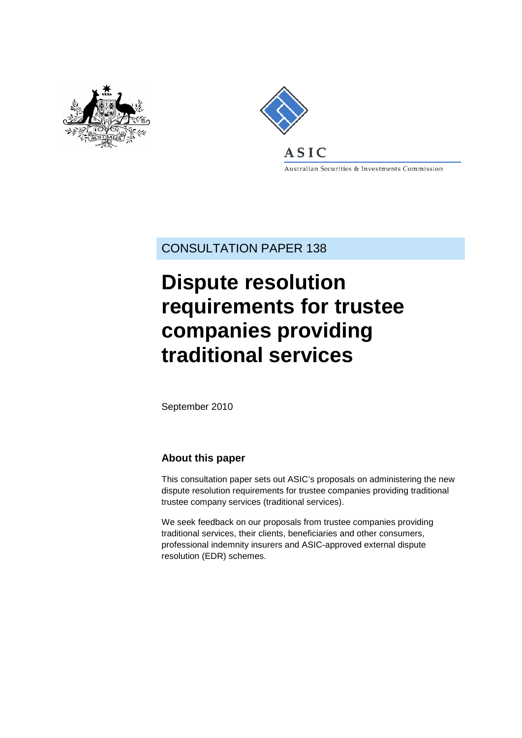ASIC

Australian Securities & Investments Commission

CONSULTATION PAPER 138

# Dispute resolution requirements for trustee companies providing traditional services

September 2010

## About this paper

This consultation paper sets out ASIC's proposals on administering the new dispute resolution requirements for trustee companies providing traditional trustee company services (traditional services).

We seek feedback on our proposals from trustee companies providing traditional services, their clients, beneficiaries and other consumers, professional indemnity insurers and ASIC-approved external dispute resolution (EDR) schemes.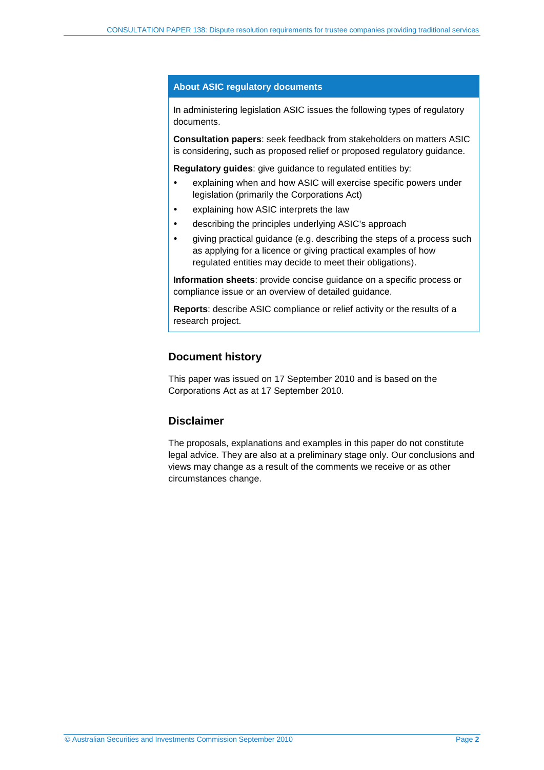## About ASIC regulatory documents

In administering legislation ASIC issues the following types of regulatory documents.

**Consultation papers**: seek feedback from stakeholders on matters ASIC is considering, such as proposed relief or proposed regulatory guidance.

**Regulatory guides**: give guidance to regulated entities by:

- explaining when and how ASIC will exercise specific powers under legislation (primarily the Corporations Act)
- explaining how ASIC interprets the law
- describing the principles underlying ASIC's approach
- giving practical guidance (e.g. describing the steps of a process such as applying for a licence or giving practical examples of how regulated entities may decide to meet their obligations).

**Information sheets**: provide concise guidance on a specific process or compliance issue or an overview of detailed guidance.

**Reports**: describe ASIC compliance or relief activity or the results of a research project.

## Document history

This paper was issued on 17 September 2010 and is based on the Corporations Act as at 17 September 2010.

## Disclaimer

The proposals, explanations and examples in this paper do not constitute legal advice. They are also at a preliminary stage only. Our conclusions and views may change as a result of the comments we receive or as other circumstances change.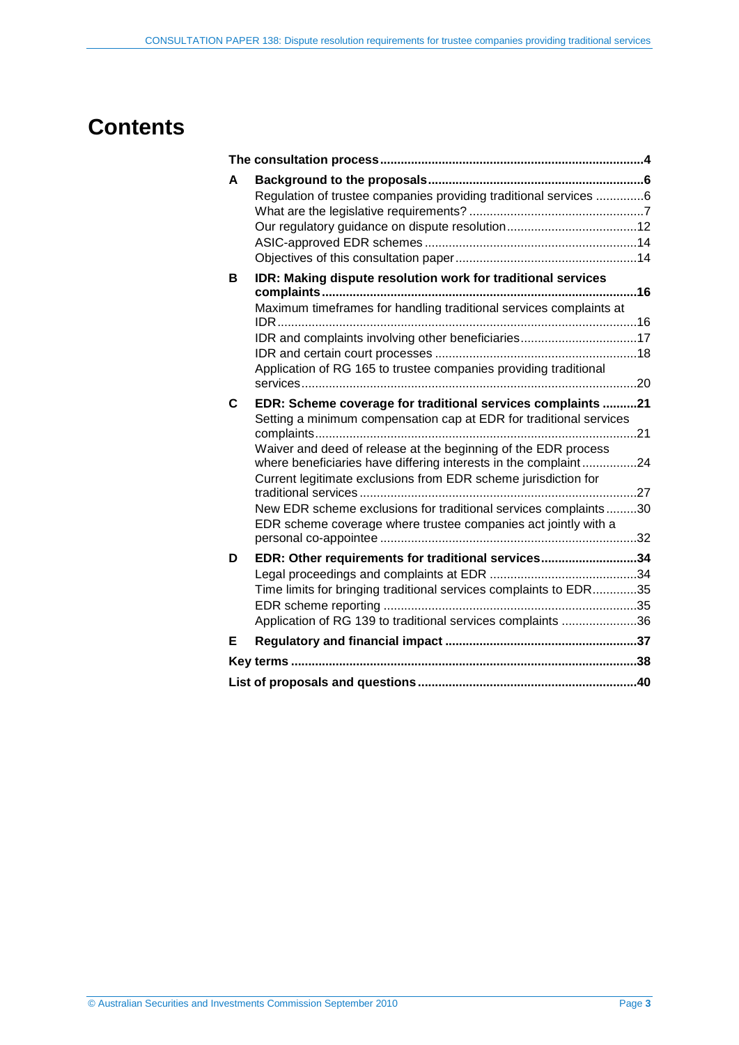# Contents

**The consultation process** .....4

**A Background to the proposals** .....6
- Regulation of trustee companies providing traditional services .....6
- What are the legislative requirements? .....7
- Our regulatory guidance on dispute resolution .....12
- ASIC-approved EDR schemes .....14
- Objectives of this consultation paper .....14

**B IDR: Making dispute resolution work for traditional services complaints** .....16
- Maximum timeframes for handling traditional services complaints at IDR .....16
- IDR and complaints involving other beneficiaries .....17
- IDR and certain court processes .....18
- Application of RG 165 to trustee companies providing traditional services .....20

**C EDR: Scheme coverage for traditional services complaints** .....21
- Setting a minimum compensation cap at EDR for traditional services complaints .....21
- Waiver and deed of release at the beginning of the EDR process where beneficiaries have differing interests in the complaint .....24
- Current legitimate exclusions from EDR scheme jurisdiction for traditional services .....27
- New EDR scheme exclusions for traditional services complaints .....30
- EDR scheme coverage where trustee companies act jointly with a personal co-appointee .....32

**D EDR: Other requirements for traditional services** .....34
- Legal proceedings and complaints at EDR .....34
- Time limits for bringing traditional services complaints to EDR .....35
- EDR scheme reporting .....35
- Application of RG 139 to traditional services complaints .....36

**E Regulatory and financial impact** .....37

**Key terms** .....38

**List of proposals and questions** .....40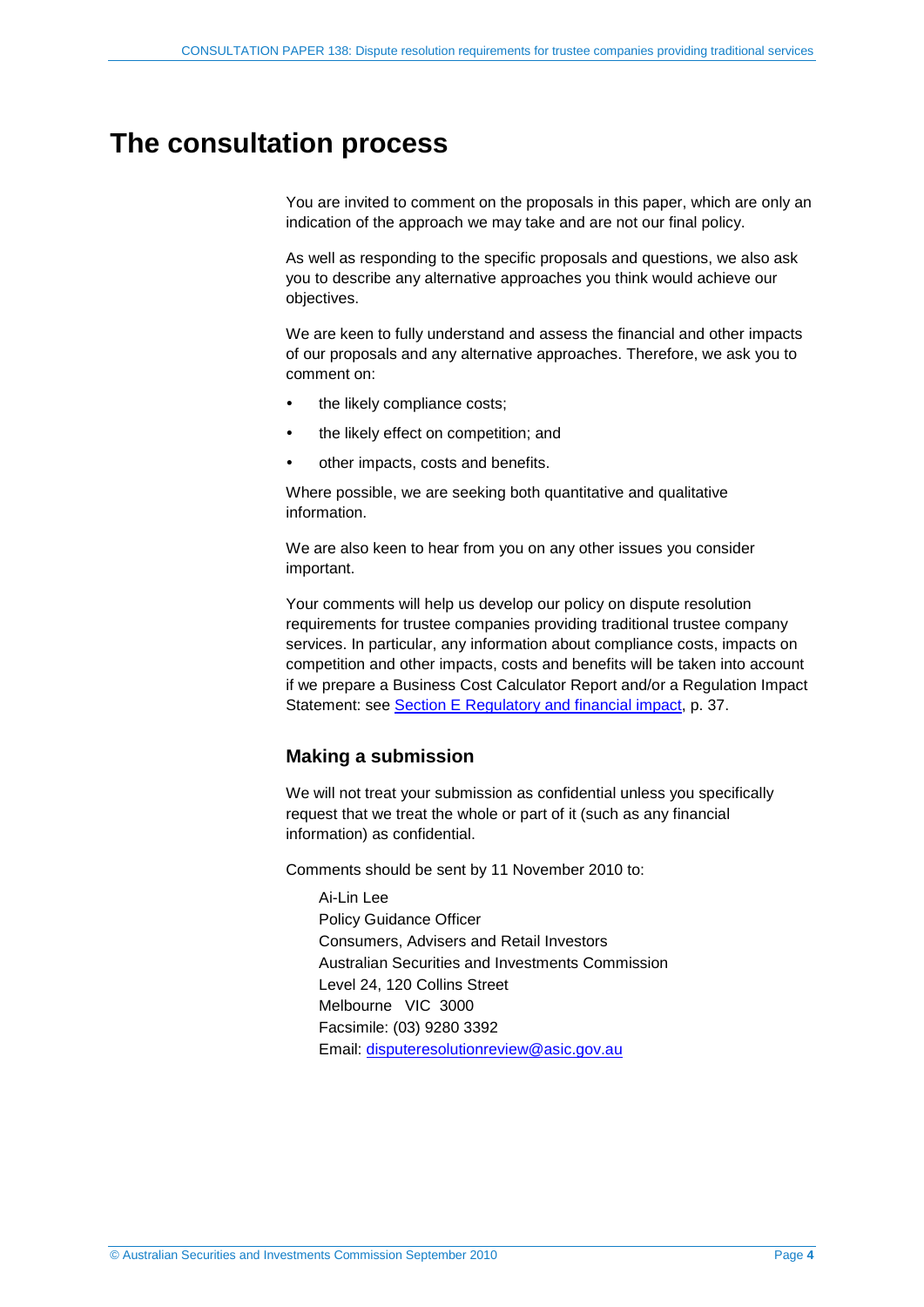# The consultation process

You are invited to comment on the proposals in this paper, which are only an indication of the approach we may take and are not our final policy.

As well as responding to the specific proposals and questions, we also ask you to describe any alternative approaches you think would achieve our objectives.

We are keen to fully understand and assess the financial and other impacts of our proposals and any alternative approaches. Therefore, we ask you to comment on:

- the likely compliance costs;
- the likely effect on competition; and
- other impacts, costs and benefits.

Where possible, we are seeking both quantitative and qualitative information.

We are also keen to hear from you on any other issues you consider important.

Your comments will help us develop our policy on dispute resolution requirements for trustee companies providing traditional trustee company services. In particular, any information about compliance costs, impacts on competition and other impacts, costs and benefits will be taken into account if we prepare a Business Cost Calculator Report and/or a Regulation Impact Statement: see Section E Regulatory and financial impact, p. 37.

## Making a submission

We will not treat your submission as confidential unless you specifically request that we treat the whole or part of it (such as any financial information) as confidential.

Comments should be sent by 11 November 2010 to:

Ai-Lin Lee
Policy Guidance Officer
Consumers, Advisers and Retail Investors
Australian Securities and Investments Commission
Level 24, 120 Collins Street
Melbourne VIC 3000
Facsimile: (03) 9280 3392
Email: disputeresolutionreview@asic.gov.au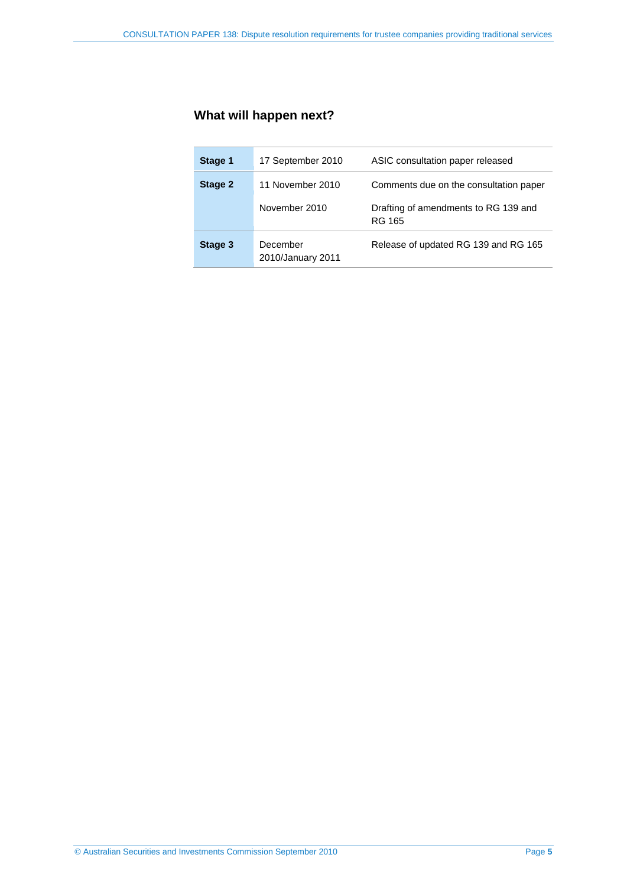## What will happen next?

| | | |
|---|---|---|
| **Stage 1** | 17 September 2010 | ASIC consultation paper released |
| **Stage 2** | 11 November 2010 | Comments due on the consultation paper |
| | November 2010 | Drafting of amendments to RG 139 and RG 165 |
| **Stage 3** | December 2010/January 2011 | Release of updated RG 139 and RG 165 |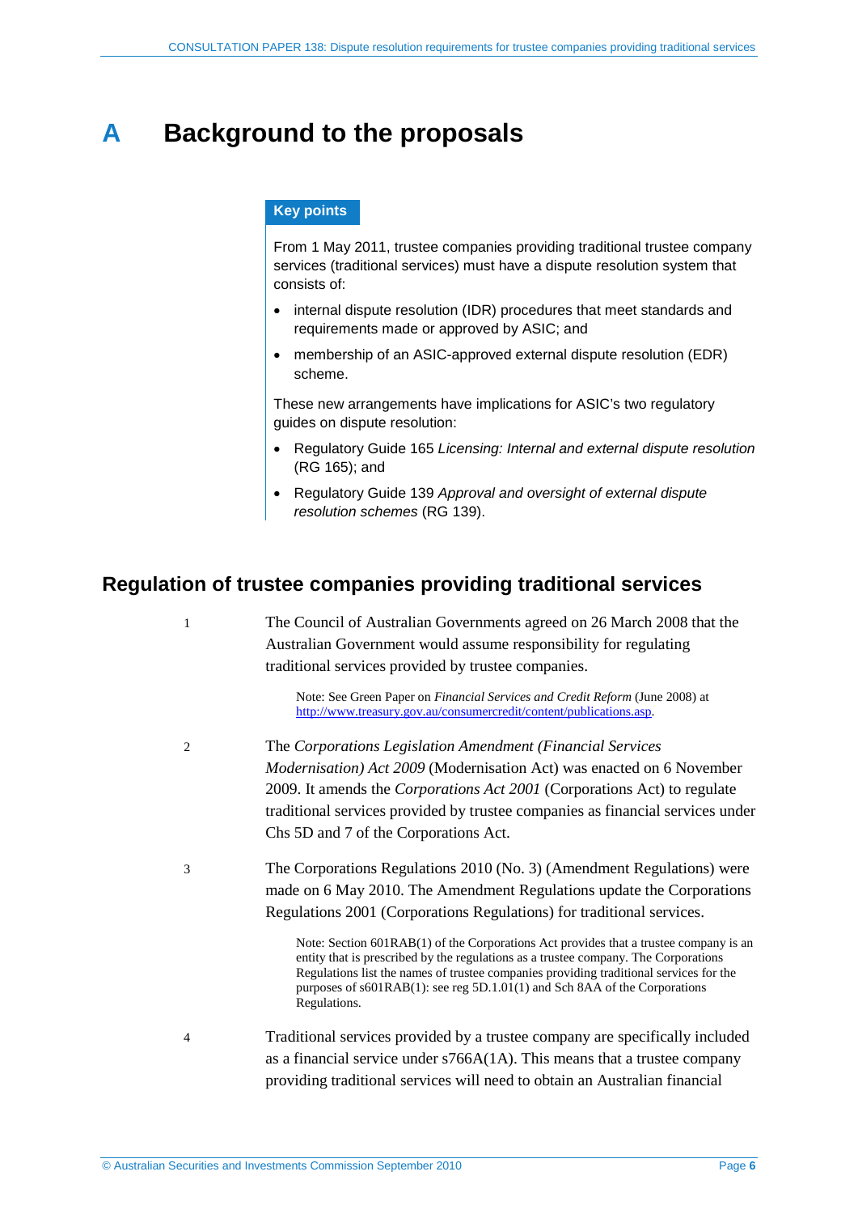# A Background to the proposals

**Key points**

From 1 May 2011, trustee companies providing traditional trustee company services (traditional services) must have a dispute resolution system that consists of:

- internal dispute resolution (IDR) procedures that meet standards and requirements made or approved by ASIC; and
- membership of an ASIC-approved external dispute resolution (EDR) scheme.

These new arrangements have implications for ASIC's two regulatory guides on dispute resolution:

- Regulatory Guide 165 *Licensing: Internal and external dispute resolution* (RG 165); and
- Regulatory Guide 139 *Approval and oversight of external dispute resolution schemes* (RG 139).

## Regulation of trustee companies providing traditional services

1 The Council of Australian Governments agreed on 26 March 2008 that the Australian Government would assume responsibility for regulating traditional services provided by trustee companies.

> Note: See Green Paper on *Financial Services and Credit Reform* (June 2008) at http://www.treasury.gov.au/consumercredit/content/publications.asp.

2 The *Corporations Legislation Amendment (Financial Services Modernisation) Act 2009* (Modernisation Act) was enacted on 6 November 2009. It amends the *Corporations Act 2001* (Corporations Act) to regulate traditional services provided by trustee companies as financial services under Chs 5D and 7 of the Corporations Act.

3 The Corporations Regulations 2010 (No. 3) (Amendment Regulations) were made on 6 May 2010. The Amendment Regulations update the Corporations Regulations 2001 (Corporations Regulations) for traditional services.

> Note: Section 601RAB(1) of the Corporations Act provides that a trustee company is an entity that is prescribed by the regulations as a trustee company. The Corporations Regulations list the names of trustee companies providing traditional services for the purposes of s601RAB(1): see reg 5D.1.01(1) and Sch 8AA of the Corporations Regulations.

4 Traditional services provided by a trustee company are specifically included as a financial service under s766A(1A). This means that a trustee company providing traditional services will need to obtain an Australian financial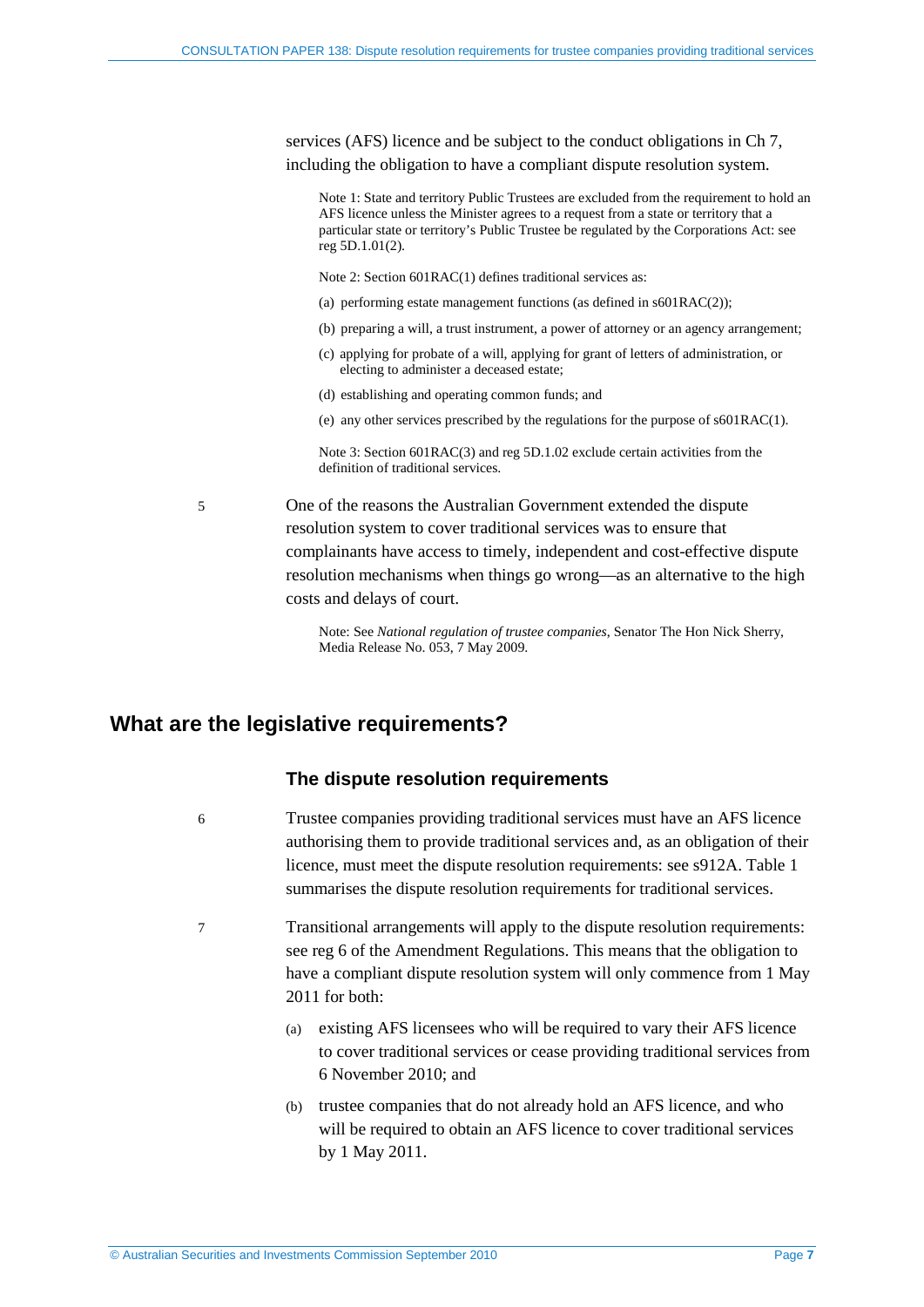services (AFS) licence and be subject to the conduct obligations in Ch 7, including the obligation to have a compliant dispute resolution system.

Note 1: State and territory Public Trustees are excluded from the requirement to hold an AFS licence unless the Minister agrees to a request from a state or territory that a particular state or territory's Public Trustee be regulated by the Corporations Act: see reg 5D.1.01(2).

Note 2: Section 601RAC(1) defines traditional services as:

(a) performing estate management functions (as defined in s601RAC(2));

(b) preparing a will, a trust instrument, a power of attorney or an agency arrangement;

(c) applying for probate of a will, applying for grant of letters of administration, or electing to administer a deceased estate;

(d) establishing and operating common funds; and

(e) any other services prescribed by the regulations for the purpose of s601RAC(1).

Note 3: Section 601RAC(3) and reg 5D.1.02 exclude certain activities from the definition of traditional services.

5 One of the reasons the Australian Government extended the dispute resolution system to cover traditional services was to ensure that complainants have access to timely, independent and cost-effective dispute resolution mechanisms when things go wrong—as an alternative to the high costs and delays of court.

Note: See *National regulation of trustee companies*, Senator The Hon Nick Sherry, Media Release No. 053, 7 May 2009.

## What are the legislative requirements?

### The dispute resolution requirements

6 Trustee companies providing traditional services must have an AFS licence authorising them to provide traditional services and, as an obligation of their licence, must meet the dispute resolution requirements: see s912A. Table 1 summarises the dispute resolution requirements for traditional services.

7 Transitional arrangements will apply to the dispute resolution requirements: see reg 6 of the Amendment Regulations. This means that the obligation to have a compliant dispute resolution system will only commence from 1 May 2011 for both:

(a) existing AFS licensees who will be required to vary their AFS licence to cover traditional services or cease providing traditional services from 6 November 2010; and

(b) trustee companies that do not already hold an AFS licence, and who will be required to obtain an AFS licence to cover traditional services by 1 May 2011.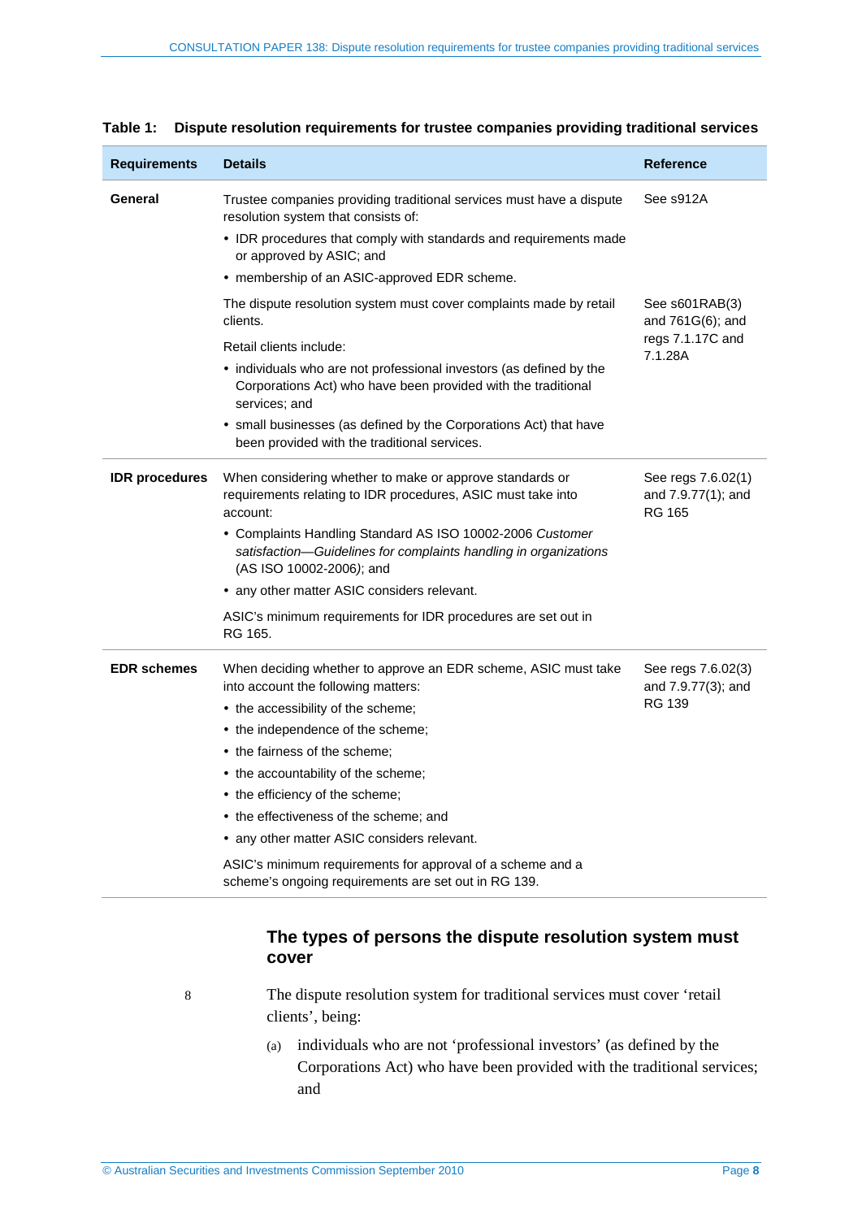**Table 1: Dispute resolution requirements for trustee companies providing traditional services**

| Requirements | Details | Reference |
|---|---|---|
| **General** | Trustee companies providing traditional services must have a dispute resolution system that consists of: <br>• IDR procedures that comply with standards and requirements made or approved by ASIC; and <br>• membership of an ASIC-approved EDR scheme. | See s912A |
| | The dispute resolution system must cover complaints made by retail clients. <br>Retail clients include: <br>• individuals who are not professional investors (as defined by the Corporations Act) who have been provided with the traditional services; and <br>• small businesses (as defined by the Corporations Act) that have been provided with the traditional services. | See s601RAB(3) and 761G(6); and regs 7.1.17C and 7.1.28A |
| **IDR procedures** | When considering whether to make or approve standards or requirements relating to IDR procedures, ASIC must take into account: <br>• Complaints Handling Standard AS ISO 10002-2006 *Customer satisfaction—Guidelines for complaints handling in organizations* (AS ISO 10002-2006); and <br>• any other matter ASIC considers relevant. <br>ASIC's minimum requirements for IDR procedures are set out in RG 165. | See regs 7.6.02(1) and 7.9.77(1); and RG 165 |
| **EDR schemes** | When deciding whether to approve an EDR scheme, ASIC must take into account the following matters: <br>• the accessibility of the scheme; <br>• the independence of the scheme; <br>• the fairness of the scheme; <br>• the accountability of the scheme; <br>• the efficiency of the scheme; <br>• the effectiveness of the scheme; and <br>• any other matter ASIC considers relevant. <br>ASIC's minimum requirements for approval of a scheme and a scheme's ongoing requirements are set out in RG 139. | See regs 7.6.02(3) and 7.9.77(3); and RG 139 |

### The types of persons the dispute resolution system must cover

8 The dispute resolution system for traditional services must cover 'retail clients', being:

(a) individuals who are not 'professional investors' (as defined by the Corporations Act) who have been provided with the traditional services; and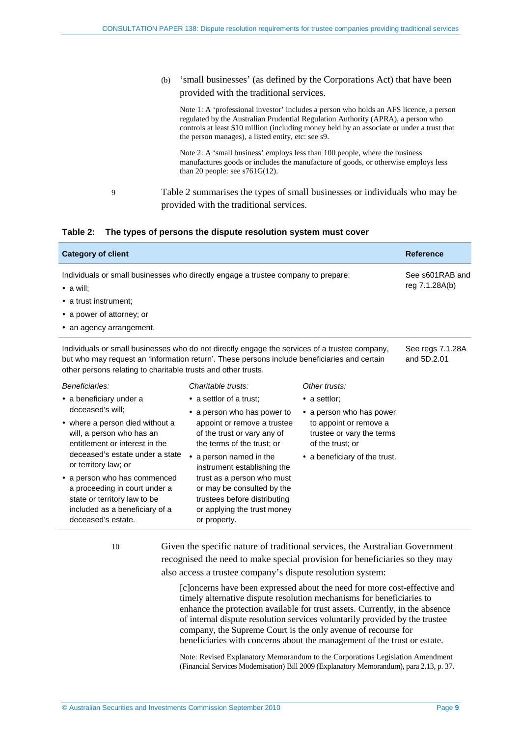(b) 'small businesses' (as defined by the Corporations Act) that have been provided with the traditional services.

Note 1: A 'professional investor' includes a person who holds an AFS licence, a person regulated by the Australian Prudential Regulation Authority (APRA), a person who controls at least $10 million (including money held by an associate or under a trust that the person manages), a listed entity, etc: see s9.

Note 2: A 'small business' employs less than 100 people, where the business manufactures goods or includes the manufacture of goods, or otherwise employs less than 20 people: see s761G(12).

9 Table 2 summarises the types of small businesses or individuals who may be provided with the traditional services.

**Table 2: The types of persons the dispute resolution system must cover**

| Category of client | | | Reference |
|---|---|---|---|
| Individuals or small businesses who directly engage a trustee company to prepare:<br>• a will;<br>• a trust instrument;<br>• a power of attorney; or<br>• an agency arrangement. | | | See s601RAB and reg 7.1.28A(b) |
| Individuals or small businesses who do not directly engage the services of a trustee company, but who may request an 'information return'. These persons include beneficiaries and certain other persons relating to charitable trusts and other trusts. | | | See regs 7.1.28A and 5D.2.01 |
| *Beneficiaries:*<br>• a beneficiary under a deceased's will;<br>• where a person died without a will, a person who has an entitlement or interest in the deceased's estate under a state or territory law; or<br>• a person who has commenced a proceeding in court under a state or territory law to be included as a beneficiary of a deceased's estate. | *Charitable trusts:*<br>• a settlor of a trust;<br>• a person who has power to appoint or remove a trustee of the trust or vary any of the terms of the trust; or<br>• a person named in the instrument establishing the trust as a person who must or may be consulted by the trustees before distributing or applying the trust money or property. | *Other trusts:*<br>• a settlor;<br>• a person who has power to appoint or remove a trustee or vary the terms of the trust; or<br>• a beneficiary of the trust. | |

10 Given the specific nature of traditional services, the Australian Government recognised the need to make special provision for beneficiaries so they may also access a trustee company's dispute resolution system:

> [c]oncerns have been expressed about the need for more cost-effective and timely alternative dispute resolution mechanisms for beneficiaries to enhance the protection available for trust assets. Currently, in the absence of internal dispute resolution services voluntarily provided by the trustee company, the Supreme Court is the only avenue of recourse for beneficiaries with concerns about the management of the trust or estate.

Note: Revised Explanatory Memorandum to the Corporations Legislation Amendment (Financial Services Modernisation) Bill 2009 (Explanatory Memorandum), para 2.13, p. 37.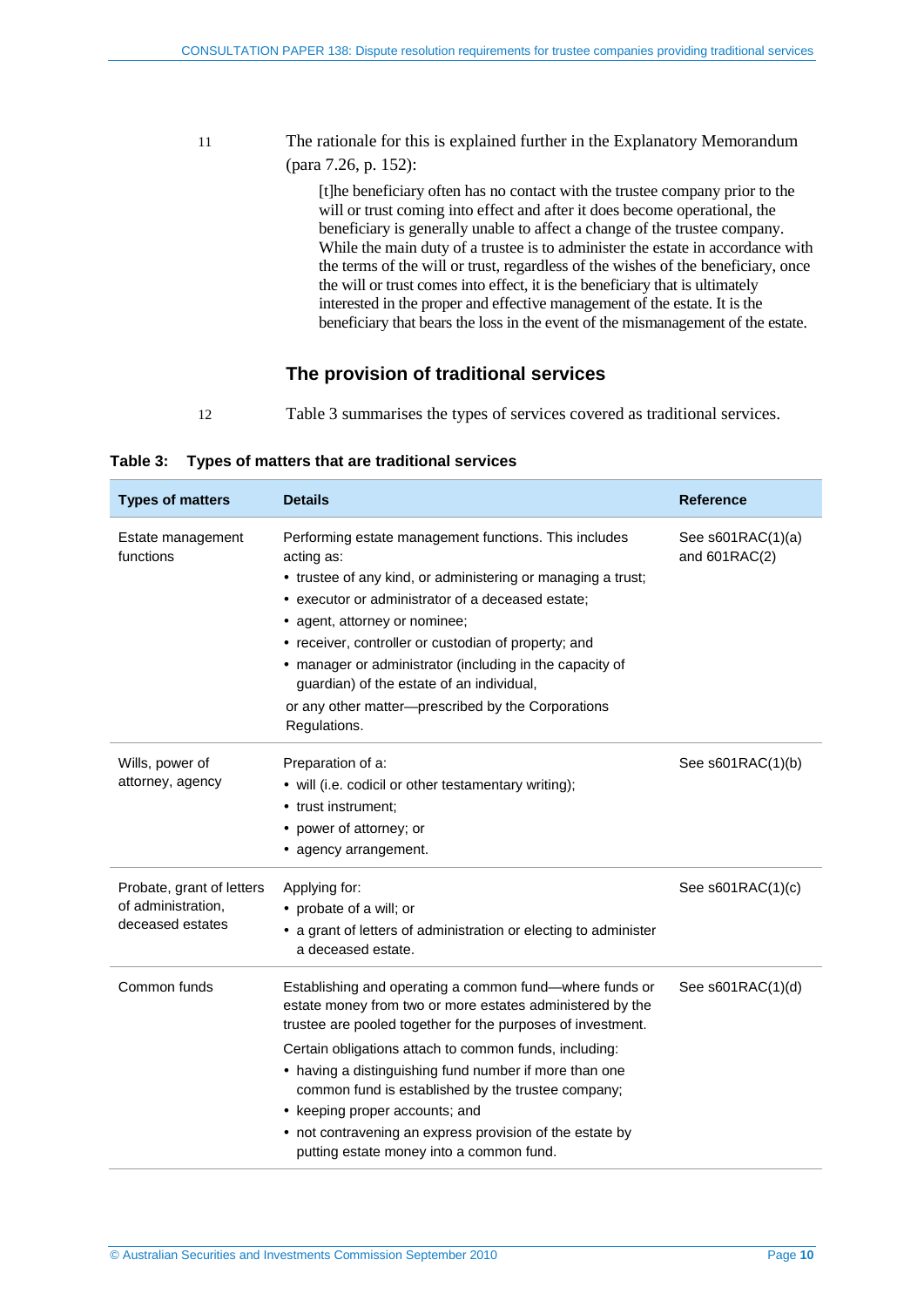11 The rationale for this is explained further in the Explanatory Memorandum (para 7.26, p. 152):

> [t]he beneficiary often has no contact with the trustee company prior to the will or trust coming into effect and after it does become operational, the beneficiary is generally unable to affect a change of the trustee company. While the main duty of a trustee is to administer the estate in accordance with the terms of the will or trust, regardless of the wishes of the beneficiary, once the will or trust comes into effect, it is the beneficiary that is ultimately interested in the proper and effective management of the estate. It is the beneficiary that bears the loss in the event of the mismanagement of the estate.

## The provision of traditional services

12 Table 3 summarises the types of services covered as traditional services.

**Table 3: Types of matters that are traditional services**

| Types of matters | Details | Reference |
|---|---|---|
| Estate management functions | Performing estate management functions. This includes acting as:<br>• trustee of any kind, or administering or managing a trust;<br>• executor or administrator of a deceased estate;<br>• agent, attorney or nominee;<br>• receiver, controller or custodian of property; and<br>• manager or administrator (including in the capacity of guardian) of the estate of an individual,<br>or any other matter—prescribed by the Corporations Regulations. | See s601RAC(1)(a) and 601RAC(2) |
| Wills, power of attorney, agency | Preparation of a:<br>• will (i.e. codicil or other testamentary writing);<br>• trust instrument;<br>• power of attorney; or<br>• agency arrangement. | See s601RAC(1)(b) |
| Probate, grant of letters of administration, deceased estates | Applying for:<br>• probate of a will; or<br>• a grant of letters of administration or electing to administer a deceased estate. | See s601RAC(1)(c) |
| Common funds | Establishing and operating a common fund—where funds or estate money from two or more estates administered by the trustee are pooled together for the purposes of investment.<br>Certain obligations attach to common funds, including:<br>• having a distinguishing fund number if more than one common fund is established by the trustee company;<br>• keeping proper accounts; and<br>• not contravening an express provision of the estate by putting estate money into a common fund. | See s601RAC(1)(d) |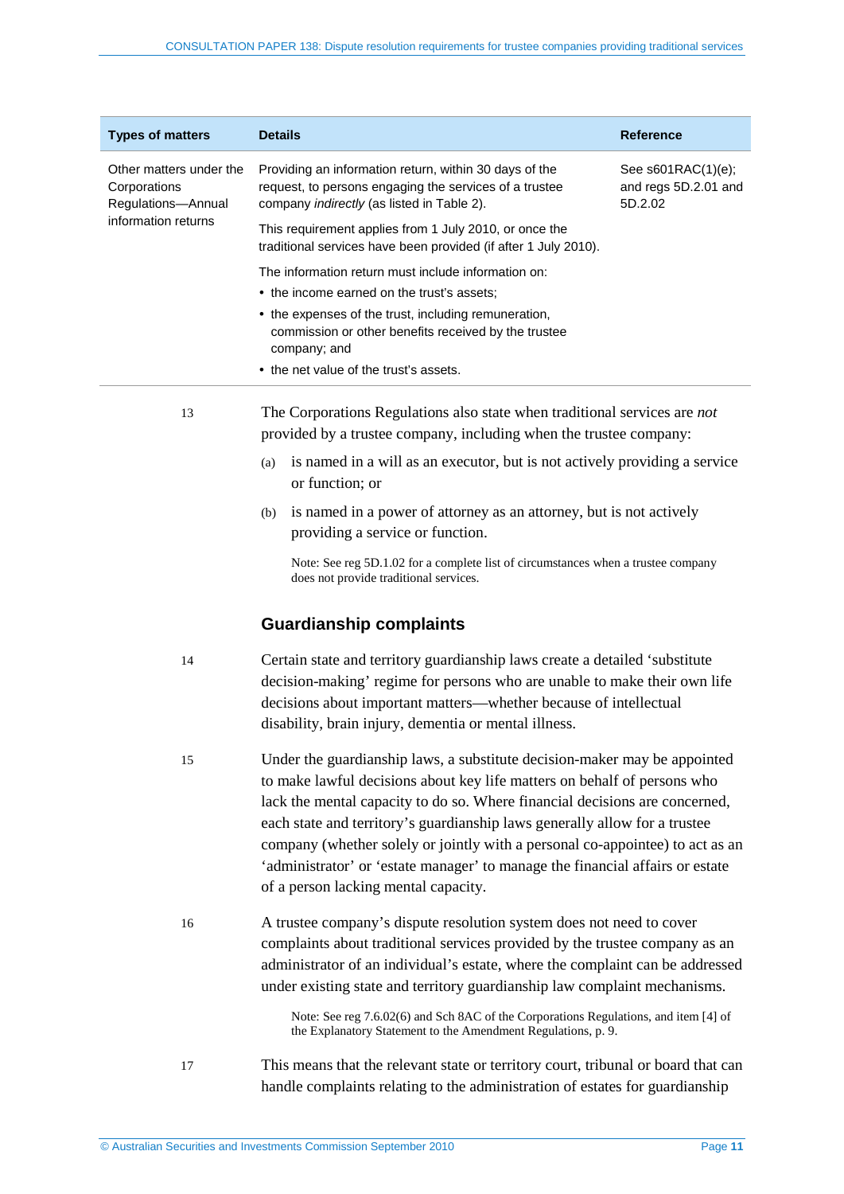| Types of matters | Details | Reference |
| --- | --- | --- |
| Other matters under the Corporations Regulations—Annual information returns | Providing an information return, within 30 days of the request, to persons engaging the services of a trustee company *indirectly* (as listed in Table 2).<br><br>This requirement applies from 1 July 2010, or once the traditional services have been provided (if after 1 July 2010).<br><br>The information return must include information on:<br>• the income earned on the trust's assets;<br>• the expenses of the trust, including remuneration, commission or other benefits received by the trustee company; and<br>• the net value of the trust's assets. | See s601RAC(1)(e); and regs 5D.2.01 and 5D.2.02 |

13 The Corporations Regulations also state when traditional services are *not* provided by a trustee company, including when the trustee company:

(a) is named in a will as an executor, but is not actively providing a service or function; or

(b) is named in a power of attorney as an attorney, but is not actively providing a service or function.

Note: See reg 5D.1.02 for a complete list of circumstances when a trustee company does not provide traditional services.

## Guardianship complaints

14 Certain state and territory guardianship laws create a detailed 'substitute decision-making' regime for persons who are unable to make their own life decisions about important matters—whether because of intellectual disability, brain injury, dementia or mental illness.

15 Under the guardianship laws, a substitute decision-maker may be appointed to make lawful decisions about key life matters on behalf of persons who lack the mental capacity to do so. Where financial decisions are concerned, each state and territory's guardianship laws generally allow for a trustee company (whether solely or jointly with a personal co-appointee) to act as an 'administrator' or 'estate manager' to manage the financial affairs or estate of a person lacking mental capacity.

16 A trustee company's dispute resolution system does not need to cover complaints about traditional services provided by the trustee company as an administrator of an individual's estate, where the complaint can be addressed under existing state and territory guardianship law complaint mechanisms.

Note: See reg 7.6.02(6) and Sch 8AC of the Corporations Regulations, and item [4] of the Explanatory Statement to the Amendment Regulations, p. 9.

17 This means that the relevant state or territory court, tribunal or board that can handle complaints relating to the administration of estates for guardianship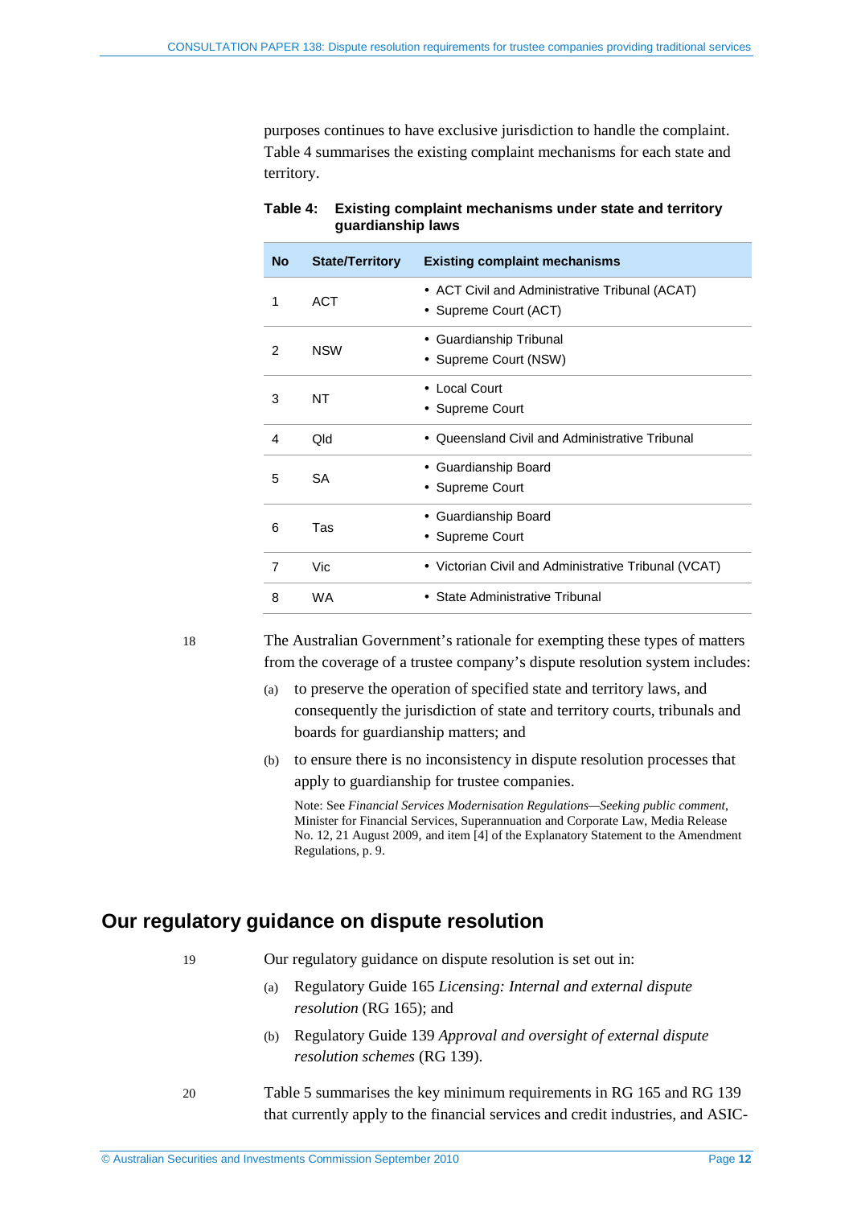purposes continues to have exclusive jurisdiction to handle the complaint. Table 4 summarises the existing complaint mechanisms for each state and territory.

**Table 4: Existing complaint mechanisms under state and territory guardianship laws**

| No | State/Territory | Existing complaint mechanisms |
|---|---|---|
| 1 | ACT | • ACT Civil and Administrative Tribunal (ACAT)<br>• Supreme Court (ACT) |
| 2 | NSW | • Guardianship Tribunal<br>• Supreme Court (NSW) |
| 3 | NT | • Local Court<br>• Supreme Court |
| 4 | Qld | • Queensland Civil and Administrative Tribunal |
| 5 | SA | • Guardianship Board<br>• Supreme Court |
| 6 | Tas | • Guardianship Board<br>• Supreme Court |
| 7 | Vic | • Victorian Civil and Administrative Tribunal (VCAT) |
| 8 | WA | • State Administrative Tribunal |

18 The Australian Government's rationale for exempting these types of matters from the coverage of a trustee company's dispute resolution system includes:

(a) to preserve the operation of specified state and territory laws, and consequently the jurisdiction of state and territory courts, tribunals and boards for guardianship matters; and

(b) to ensure there is no inconsistency in dispute resolution processes that apply to guardianship for trustee companies.

Note: See *Financial Services Modernisation Regulations—Seeking public comment*, Minister for Financial Services, Superannuation and Corporate Law, Media Release No. 12, 21 August 2009, and item [4] of the Explanatory Statement to the Amendment Regulations, p. 9.

## Our regulatory guidance on dispute resolution

19 Our regulatory guidance on dispute resolution is set out in:

(a) Regulatory Guide 165 *Licensing: Internal and external dispute resolution* (RG 165); and

(b) Regulatory Guide 139 *Approval and oversight of external dispute resolution schemes* (RG 139).

20 Table 5 summarises the key minimum requirements in RG 165 and RG 139 that currently apply to the financial services and credit industries, and ASIC-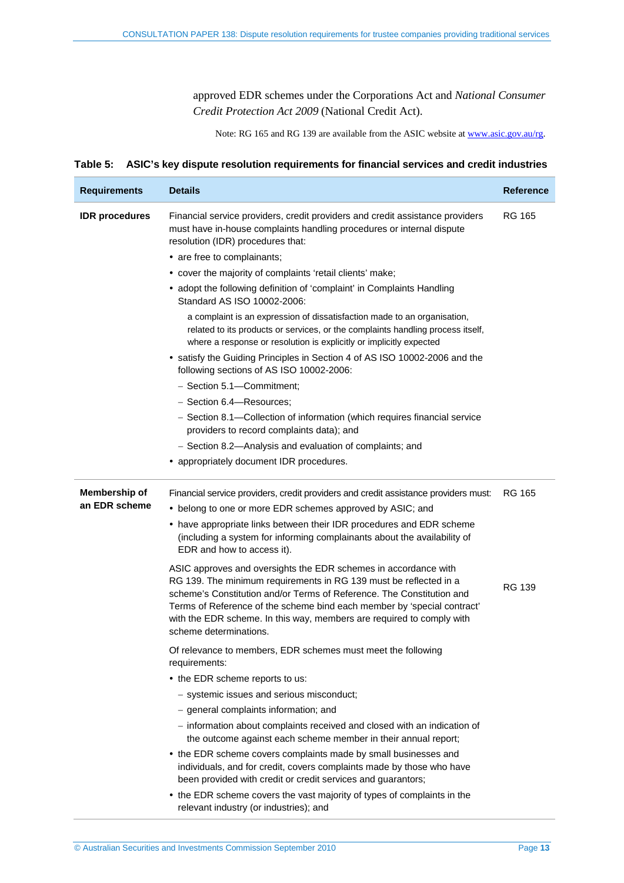approved EDR schemes under the Corporations Act and *National Consumer Credit Protection Act 2009* (National Credit Act).

Note: RG 165 and RG 139 are available from the ASIC website at www.asic.gov.au/rg.

**Table 5: ASIC's key dispute resolution requirements for financial services and credit industries**

| Requirements | Details | Reference |
|---|---|---|
| **IDR procedures** | Financial service providers, credit providers and credit assistance providers must have in-house complaints handling procedures or internal dispute resolution (IDR) procedures that:<br>• are free to complainants;<br>• cover the majority of complaints 'retail clients' make;<br>• adopt the following definition of 'complaint' in Complaints Handling Standard AS ISO 10002-2006:<br>a complaint is an expression of dissatisfaction made to an organisation, related to its products or services, or the complaints handling process itself, where a response or resolution is explicitly or implicitly expected<br>• satisfy the Guiding Principles in Section 4 of AS ISO 10002-2006 and the following sections of AS ISO 10002-2006:<br>– Section 5.1—Commitment;<br>– Section 6.4—Resources;<br>– Section 8.1—Collection of information (which requires financial service providers to record complaints data); and<br>– Section 8.2—Analysis and evaluation of complaints; and<br>• appropriately document IDR procedures. | RG 165 |
| **Membership of an EDR scheme** | Financial service providers, credit providers and credit assistance providers must:<br>• belong to one or more EDR schemes approved by ASIC; and<br>• have appropriate links between their IDR procedures and EDR scheme (including a system for informing complainants about the availability of EDR and how to access it). | RG 165 |
| | ASIC approves and oversights the EDR schemes in accordance with RG 139. The minimum requirements in RG 139 must be reflected in a scheme's Constitution and/or Terms of Reference. The Constitution and Terms of Reference of the scheme bind each member by 'special contract' with the EDR scheme. In this way, members are required to comply with scheme determinations.<br><br>Of relevance to members, EDR schemes must meet the following requirements:<br>• the EDR scheme reports to us:<br>– systemic issues and serious misconduct;<br>– general complaints information; and<br>– information about complaints received and closed with an indication of the outcome against each scheme member in their annual report;<br>• the EDR scheme covers complaints made by small businesses and individuals, and for credit, covers complaints made by those who have been provided with credit or credit services and guarantors;<br>• the EDR scheme covers the vast majority of types of complaints in the relevant industry (or industries); and | RG 139 |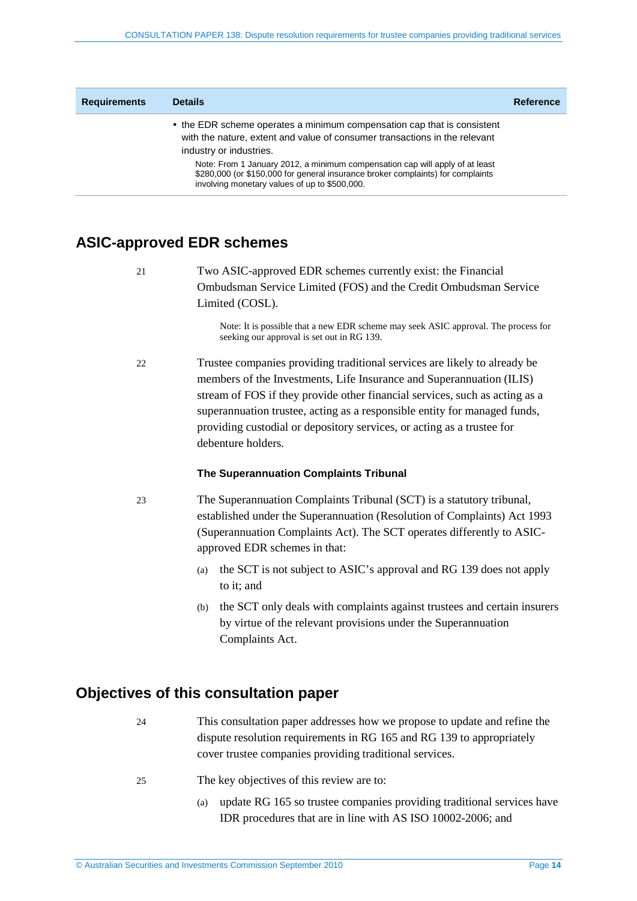| Requirements | Details | Reference |
|---|---|---|
| | • the EDR scheme operates a minimum compensation cap that is consistent with the nature, extent and value of consumer transactions in the relevant industry or industries. Note: From 1 January 2012, a minimum compensation cap will apply of at least $280,000 (or $150,000 for general insurance broker complaints) for complaints involving monetary values of up to $500,000. | |

## ASIC-approved EDR schemes

21 Two ASIC-approved EDR schemes currently exist: the Financial Ombudsman Service Limited (FOS) and the Credit Ombudsman Service Limited (COSL).

Note: It is possible that a new EDR scheme may seek ASIC approval. The process for seeking our approval is set out in RG 139.

22 Trustee companies providing traditional services are likely to already be members of the Investments, Life Insurance and Superannuation (ILIS) stream of FOS if they provide other financial services, such as acting as a superannuation trustee, acting as a responsible entity for managed funds, providing custodial or depository services, or acting as a trustee for debenture holders.

### The Superannuation Complaints Tribunal

23 The Superannuation Complaints Tribunal (SCT) is a statutory tribunal, established under the Superannuation (Resolution of Complaints) Act 1993 (Superannuation Complaints Act). The SCT operates differently to ASIC-approved EDR schemes in that:

(a) the SCT is not subject to ASIC's approval and RG 139 does not apply to it; and

(b) the SCT only deals with complaints against trustees and certain insurers by virtue of the relevant provisions under the Superannuation Complaints Act.

## Objectives of this consultation paper

24 This consultation paper addresses how we propose to update and refine the dispute resolution requirements in RG 165 and RG 139 to appropriately cover trustee companies providing traditional services.

25 The key objectives of this review are to:

(a) update RG 165 so trustee companies providing traditional services have IDR procedures that are in line with AS ISO 10002-2006; and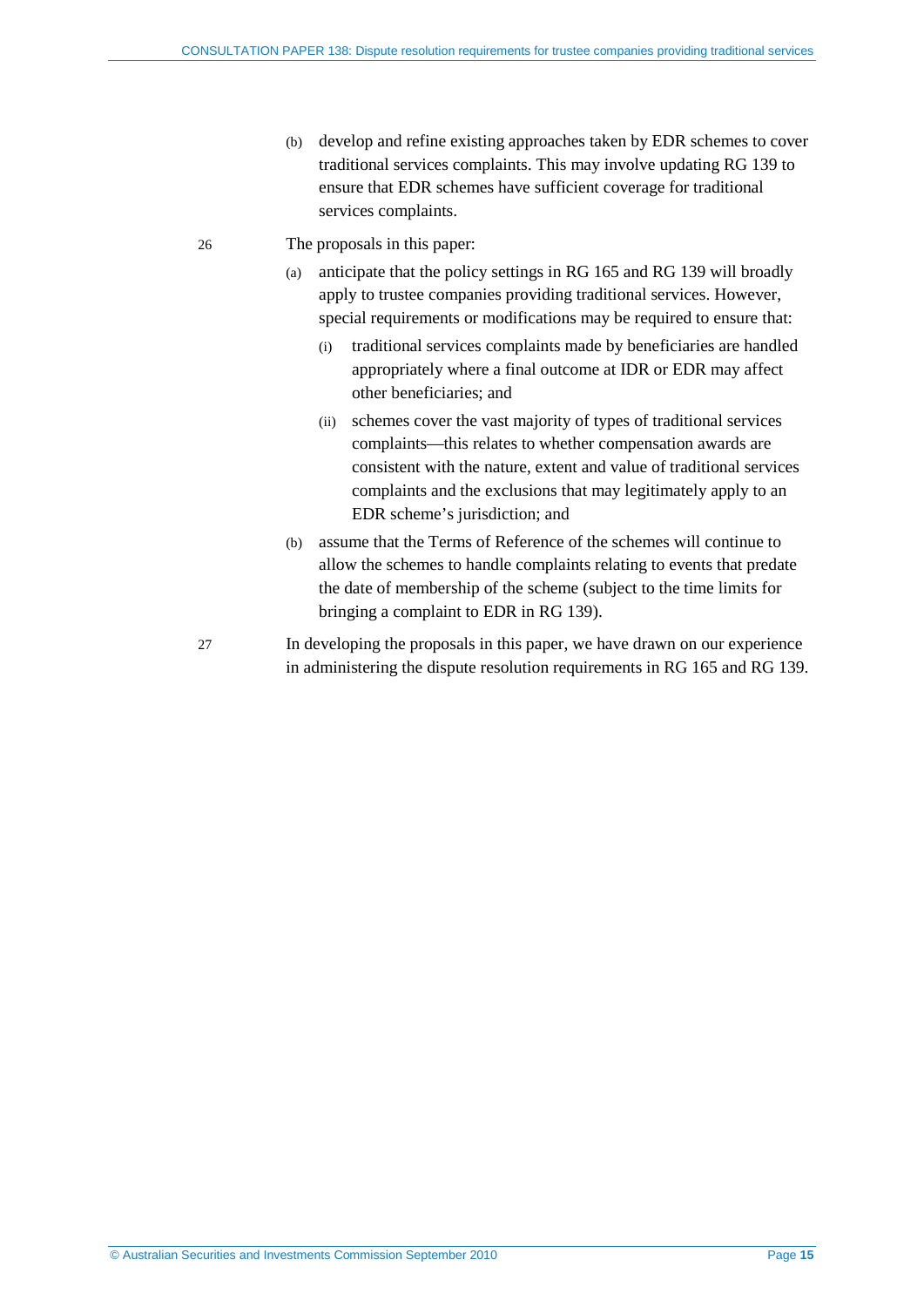(b) develop and refine existing approaches taken by EDR schemes to cover traditional services complaints. This may involve updating RG 139 to ensure that EDR schemes have sufficient coverage for traditional services complaints.

26 The proposals in this paper:

(a) anticipate that the policy settings in RG 165 and RG 139 will broadly apply to trustee companies providing traditional services. However, special requirements or modifications may be required to ensure that:

  (i) traditional services complaints made by beneficiaries are handled appropriately where a final outcome at IDR or EDR may affect other beneficiaries; and

  (ii) schemes cover the vast majority of types of traditional services complaints—this relates to whether compensation awards are consistent with the nature, extent and value of traditional services complaints and the exclusions that may legitimately apply to an EDR scheme's jurisdiction; and

(b) assume that the Terms of Reference of the schemes will continue to allow the schemes to handle complaints relating to events that predate the date of membership of the scheme (subject to the time limits for bringing a complaint to EDR in RG 139).

27 In developing the proposals in this paper, we have drawn on our experience in administering the dispute resolution requirements in RG 165 and RG 139.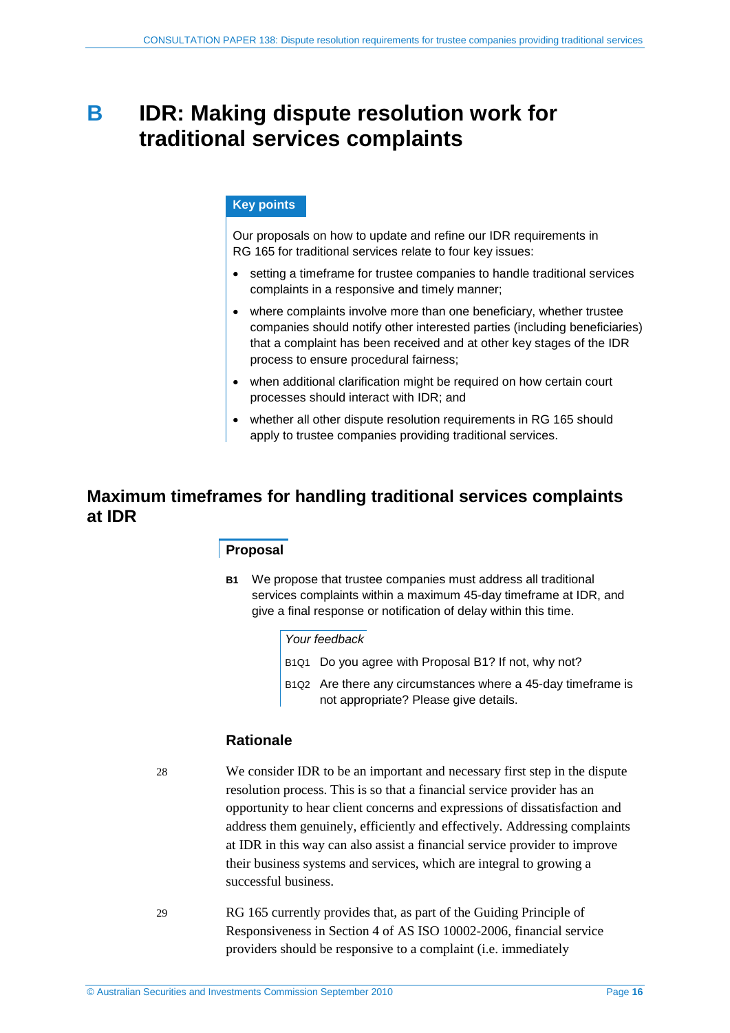# B IDR: Making dispute resolution work for traditional services complaints

**Key points**

Our proposals on how to update and refine our IDR requirements in RG 165 for traditional services relate to four key issues:

- setting a timeframe for trustee companies to handle traditional services complaints in a responsive and timely manner;
- where complaints involve more than one beneficiary, whether trustee companies should notify other interested parties (including beneficiaries) that a complaint has been received and at other key stages of the IDR process to ensure procedural fairness;
- when additional clarification might be required on how certain court processes should interact with IDR; and
- whether all other dispute resolution requirements in RG 165 should apply to trustee companies providing traditional services.

## Maximum timeframes for handling traditional services complaints at IDR

### Proposal

**B1** We propose that trustee companies must address all traditional services complaints within a maximum 45-day timeframe at IDR, and give a final response or notification of delay within this time.

*Your feedback*

B1Q1 Do you agree with Proposal B1? If not, why not?

B1Q2 Are there any circumstances where a 45-day timeframe is not appropriate? Please give details.

### Rationale

28 We consider IDR to be an important and necessary first step in the dispute resolution process. This is so that a financial service provider has an opportunity to hear client concerns and expressions of dissatisfaction and address them genuinely, efficiently and effectively. Addressing complaints at IDR in this way can also assist a financial service provider to improve their business systems and services, which are integral to growing a successful business.

29 RG 165 currently provides that, as part of the Guiding Principle of Responsiveness in Section 4 of AS ISO 10002-2006, financial service providers should be responsive to a complaint (i.e. immediately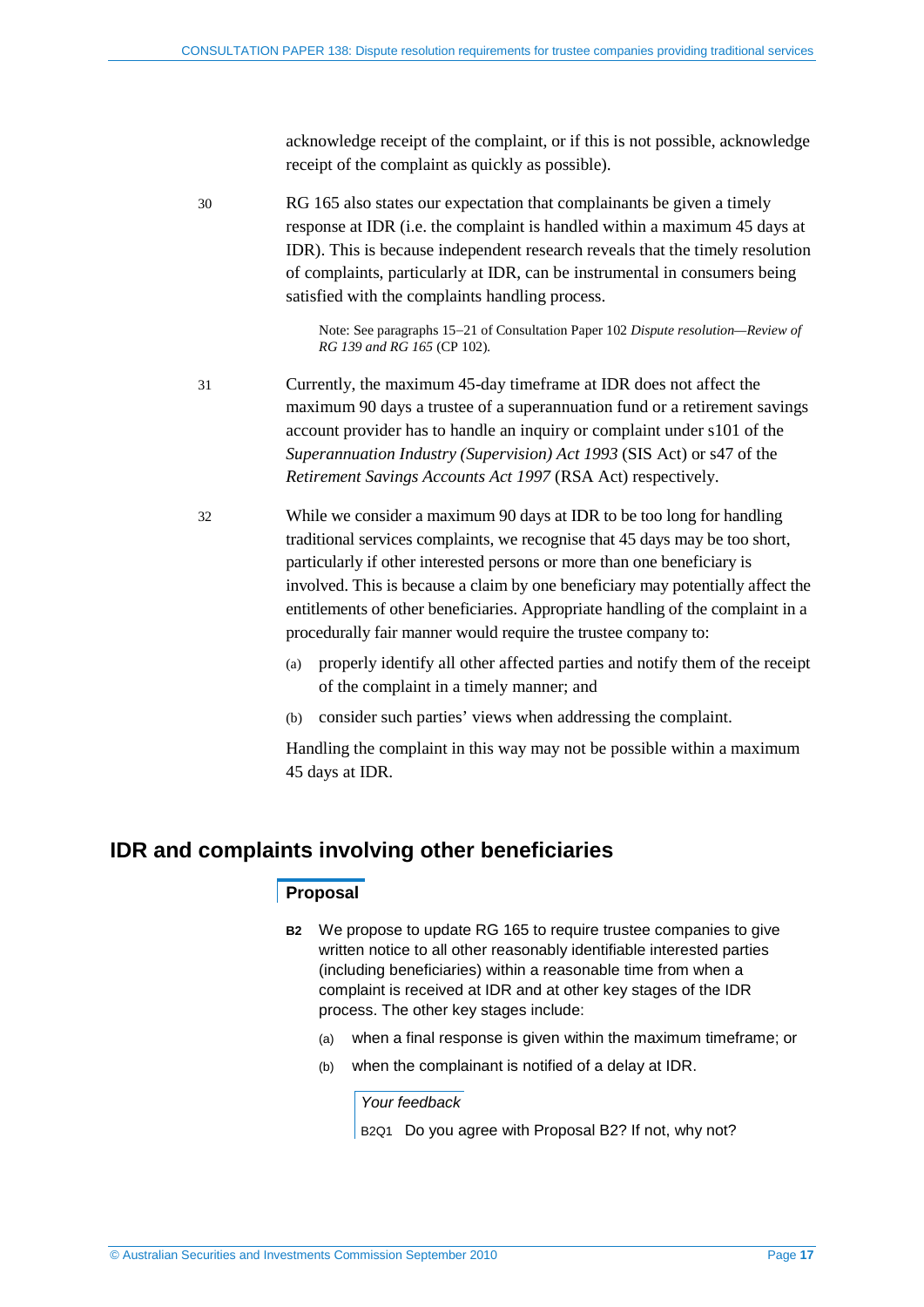acknowledge receipt of the complaint, or if this is not possible, acknowledge receipt of the complaint as quickly as possible).

30 RG 165 also states our expectation that complainants be given a timely response at IDR (i.e. the complaint is handled within a maximum 45 days at IDR). This is because independent research reveals that the timely resolution of complaints, particularly at IDR, can be instrumental in consumers being satisfied with the complaints handling process.

> Note: See paragraphs 15–21 of Consultation Paper 102 *Dispute resolution—Review of RG 139 and RG 165* (CP 102).

31 Currently, the maximum 45-day timeframe at IDR does not affect the maximum 90 days a trustee of a superannuation fund or a retirement savings account provider has to handle an inquiry or complaint under s101 of the *Superannuation Industry (Supervision) Act 1993* (SIS Act) or s47 of the *Retirement Savings Accounts Act 1997* (RSA Act) respectively.

32 While we consider a maximum 90 days at IDR to be too long for handling traditional services complaints, we recognise that 45 days may be too short, particularly if other interested persons or more than one beneficiary is involved. This is because a claim by one beneficiary may potentially affect the entitlements of other beneficiaries. Appropriate handling of the complaint in a procedurally fair manner would require the trustee company to:

(a) properly identify all other affected parties and notify them of the receipt of the complaint in a timely manner; and

(b) consider such parties' views when addressing the complaint.

Handling the complaint in this way may not be possible within a maximum 45 days at IDR.

## IDR and complaints involving other beneficiaries

### Proposal

**B2** We propose to update RG 165 to require trustee companies to give written notice to all other reasonably identifiable interested parties (including beneficiaries) within a reasonable time from when a complaint is received at IDR and at other key stages of the IDR process. The other key stages include:

(a) when a final response is given within the maximum timeframe; or

(b) when the complainant is notified of a delay at IDR.

*Your feedback*

B2Q1 Do you agree with Proposal B2? If not, why not?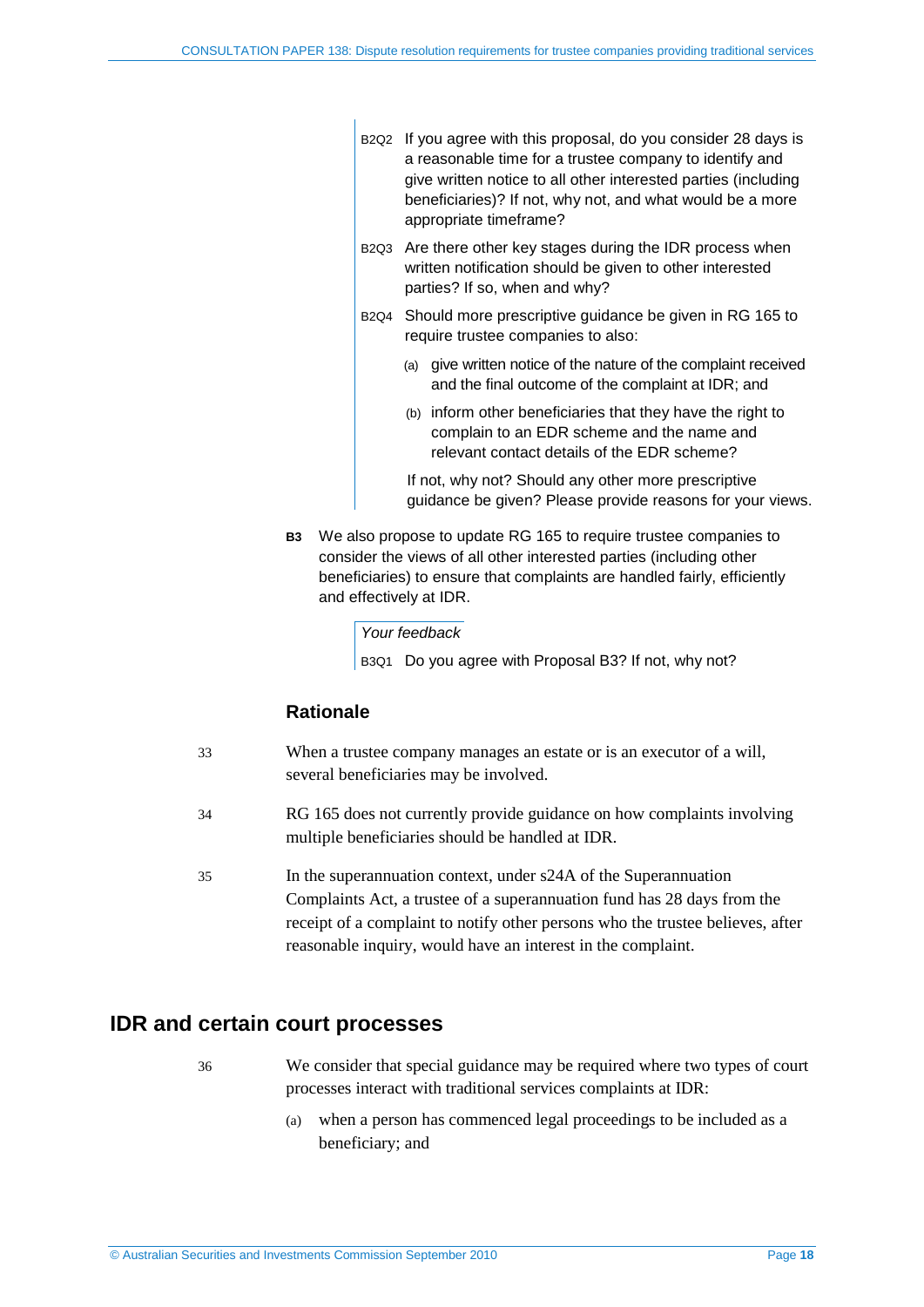B2Q2 If you agree with this proposal, do you consider 28 days is a reasonable time for a trustee company to identify and give written notice to all other interested parties (including beneficiaries)? If not, why not, and what would be a more appropriate timeframe?

B2Q3 Are there other key stages during the IDR process when written notification should be given to other interested parties? If so, when and why?

B2Q4 Should more prescriptive guidance be given in RG 165 to require trustee companies to also:

(a) give written notice of the nature of the complaint received and the final outcome of the complaint at IDR; and

(b) inform other beneficiaries that they have the right to complain to an EDR scheme and the name and relevant contact details of the EDR scheme?

If not, why not? Should any other more prescriptive guidance be given? Please provide reasons for your views.

**B3** We also propose to update RG 165 to require trustee companies to consider the views of all other interested parties (including other beneficiaries) to ensure that complaints are handled fairly, efficiently and effectively at IDR.

*Your feedback*

B3Q1 Do you agree with Proposal B3? If not, why not?

### Rationale

33 When a trustee company manages an estate or is an executor of a will, several beneficiaries may be involved.

34 RG 165 does not currently provide guidance on how complaints involving multiple beneficiaries should be handled at IDR.

35 In the superannuation context, under s24A of the Superannuation Complaints Act, a trustee of a superannuation fund has 28 days from the receipt of a complaint to notify other persons who the trustee believes, after reasonable inquiry, would have an interest in the complaint.

## IDR and certain court processes

36 We consider that special guidance may be required where two types of court processes interact with traditional services complaints at IDR:

(a) when a person has commenced legal proceedings to be included as a beneficiary; and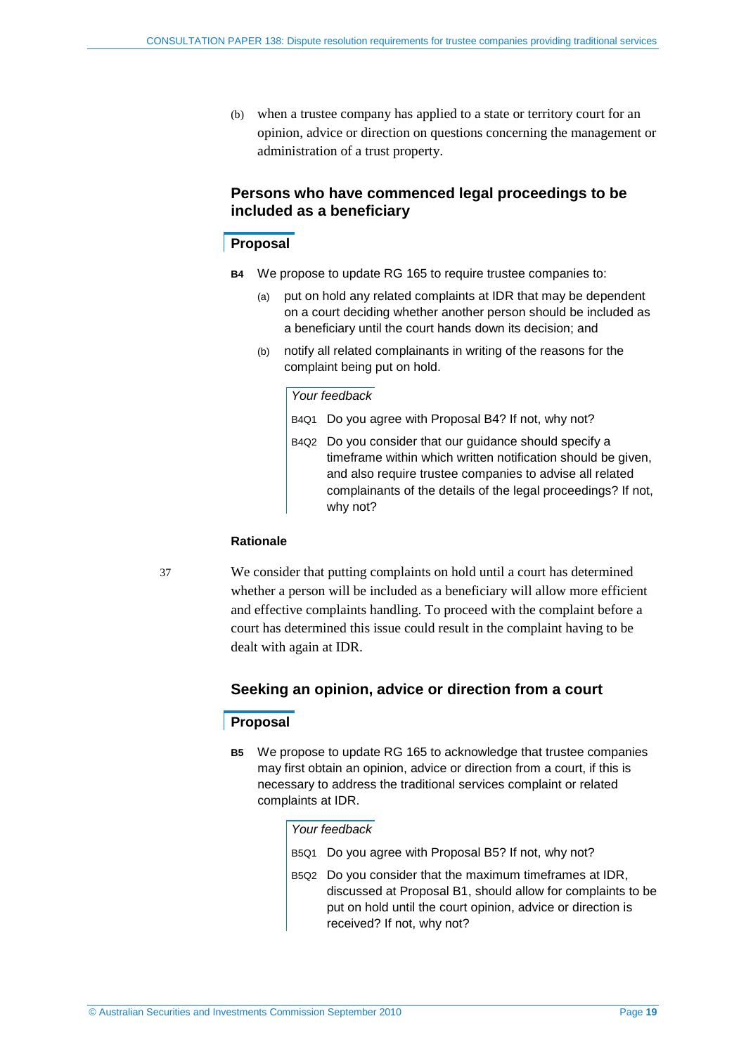(b) when a trustee company has applied to a state or territory court for an opinion, advice or direction on questions concerning the management or administration of a trust property.

### Persons who have commenced legal proceedings to be included as a beneficiary

#### Proposal

**B4** We propose to update RG 165 to require trustee companies to:

(a) put on hold any related complaints at IDR that may be dependent on a court deciding whether another person should be included as a beneficiary until the court hands down its decision; and

(b) notify all related complainants in writing of the reasons for the complaint being put on hold.

*Your feedback*

B4Q1 Do you agree with Proposal B4? If not, why not?

B4Q2 Do you consider that our guidance should specify a timeframe within which written notification should be given, and also require trustee companies to advise all related complainants of the details of the legal proceedings? If not, why not?

#### Rationale

37 We consider that putting complaints on hold until a court has determined whether a person will be included as a beneficiary will allow more efficient and effective complaints handling. To proceed with the complaint before a court has determined this issue could result in the complaint having to be dealt with again at IDR.

### Seeking an opinion, advice or direction from a court

#### Proposal

**B5** We propose to update RG 165 to acknowledge that trustee companies may first obtain an opinion, advice or direction from a court, if this is necessary to address the traditional services complaint or related complaints at IDR.

*Your feedback*

B5Q1 Do you agree with Proposal B5? If not, why not?

B5Q2 Do you consider that the maximum timeframes at IDR, discussed at Proposal B1, should allow for complaints to be put on hold until the court opinion, advice or direction is received? If not, why not?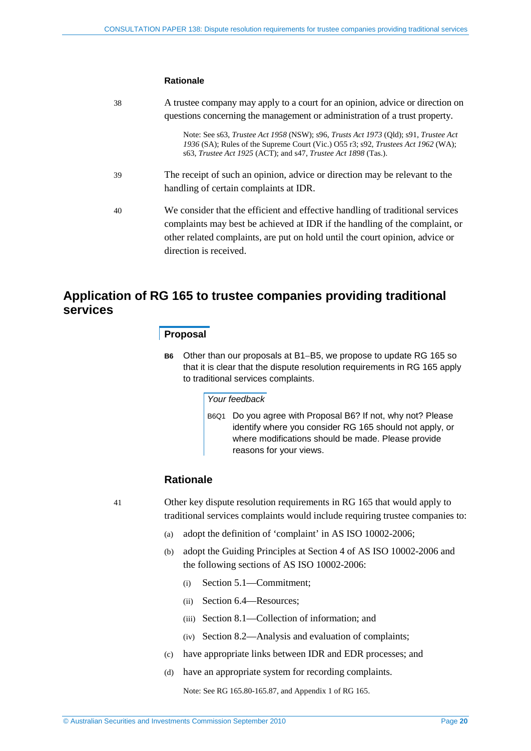### Rationale

38 A trustee company may apply to a court for an opinion, advice or direction on questions concerning the management or administration of a trust property.

Note: See s63, *Trustee Act 1958* (NSW); s96, *Trusts Act 1973* (Qld); s91, *Trustee Act 1936* (SA); Rules of the Supreme Court (Vic.) O55 r3; s92, *Trustees Act 1962* (WA); s63, *Trustee Act 1925* (ACT); and s47, *Trustee Act 1898* (Tas.).

39 The receipt of such an opinion, advice or direction may be relevant to the handling of certain complaints at IDR.

40 We consider that the efficient and effective handling of traditional services complaints may best be achieved at IDR if the handling of the complaint, or other related complaints, are put on hold until the court opinion, advice or direction is received.

## Application of RG 165 to trustee companies providing traditional services

### Proposal

**B6** Other than our proposals at B1–B5, we propose to update RG 165 so that it is clear that the dispute resolution requirements in RG 165 apply to traditional services complaints.

*Your feedback*

B6Q1 Do you agree with Proposal B6? If not, why not? Please identify where you consider RG 165 should not apply, or where modifications should be made. Please provide reasons for your views.

### Rationale

41 Other key dispute resolution requirements in RG 165 that would apply to traditional services complaints would include requiring trustee companies to:

(a) adopt the definition of 'complaint' in AS ISO 10002-2006;

(b) adopt the Guiding Principles at Section 4 of AS ISO 10002-2006 and the following sections of AS ISO 10002-2006:

   (i) Section 5.1—Commitment;

   (ii) Section 6.4—Resources;

   (iii) Section 8.1—Collection of information; and

   (iv) Section 8.2—Analysis and evaluation of complaints;

(c) have appropriate links between IDR and EDR processes; and

(d) have an appropriate system for recording complaints.

Note: See RG 165.80-165.87, and Appendix 1 of RG 165.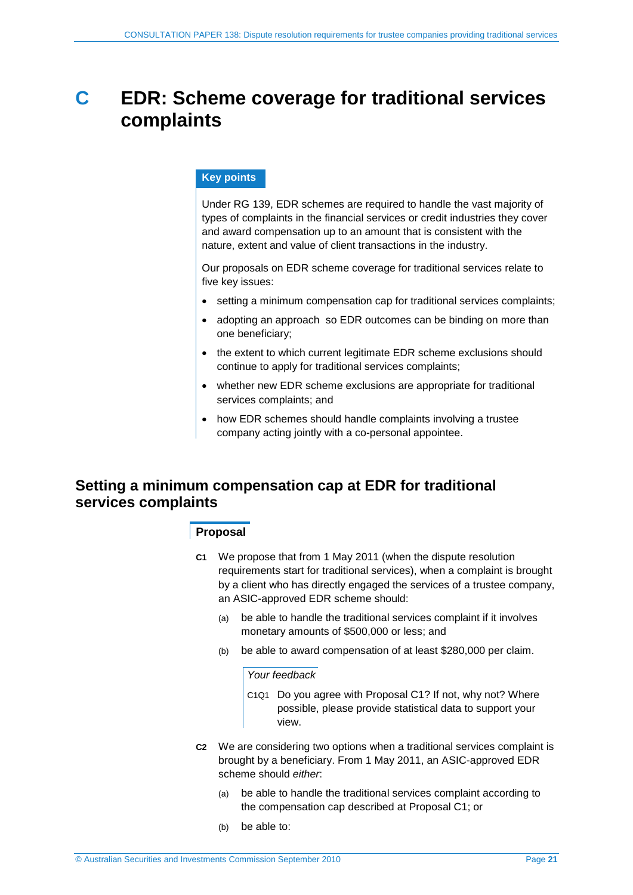# C EDR: Scheme coverage for traditional services complaints

**Key points**

Under RG 139, EDR schemes are required to handle the vast majority of types of complaints in the financial services or credit industries they cover and award compensation up to an amount that is consistent with the nature, extent and value of client transactions in the industry.

Our proposals on EDR scheme coverage for traditional services relate to five key issues:

- setting a minimum compensation cap for traditional services complaints;
- adopting an approach so EDR outcomes can be binding on more than one beneficiary;
- the extent to which current legitimate EDR scheme exclusions should continue to apply for traditional services complaints;
- whether new EDR scheme exclusions are appropriate for traditional services complaints; and
- how EDR schemes should handle complaints involving a trustee company acting jointly with a co-personal appointee.

## Setting a minimum compensation cap at EDR for traditional services complaints

### Proposal

**C1** We propose that from 1 May 2011 (when the dispute resolution requirements start for traditional services), when a complaint is brought by a client who has directly engaged the services of a trustee company, an ASIC-approved EDR scheme should:

(a) be able to handle the traditional services complaint if it involves monetary amounts of $500,000 or less; and

(b) be able to award compensation of at least $280,000 per claim.

*Your feedback*

C1Q1 Do you agree with Proposal C1? If not, why not? Where possible, please provide statistical data to support your view.

**C2** We are considering two options when a traditional services complaint is brought by a beneficiary. From 1 May 2011, an ASIC-approved EDR scheme should *either*:

(a) be able to handle the traditional services complaint according to the compensation cap described at Proposal C1; or

(b) be able to: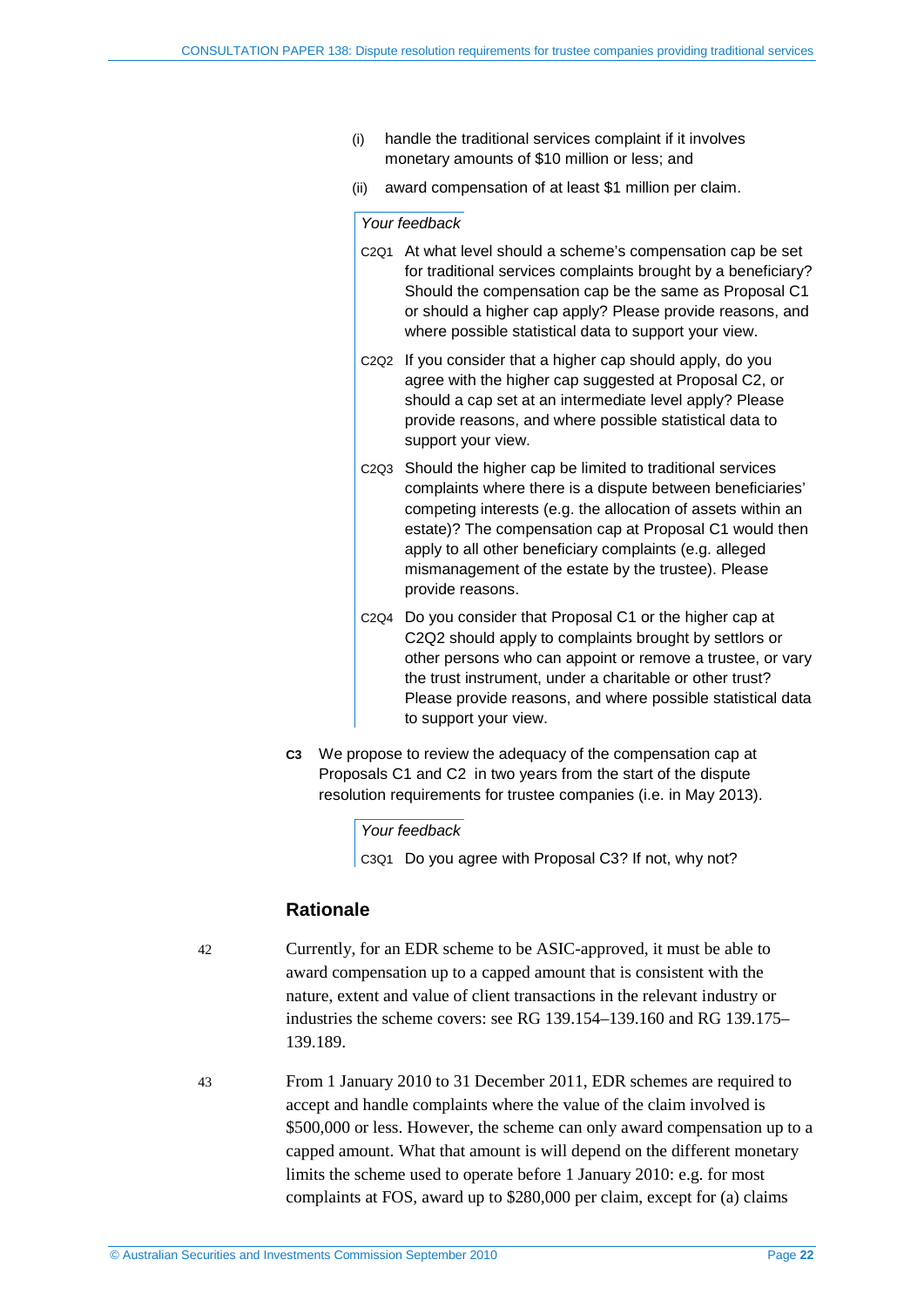(i) handle the traditional services complaint if it involves monetary amounts of $10 million or less; and

(ii) award compensation of at least $1 million per claim.

*Your feedback*

C2Q1 At what level should a scheme's compensation cap be set for traditional services complaints brought by a beneficiary? Should the compensation cap be the same as Proposal C1 or should a higher cap apply? Please provide reasons, and where possible statistical data to support your view.

C2Q2 If you consider that a higher cap should apply, do you agree with the higher cap suggested at Proposal C2, or should a cap set at an intermediate level apply? Please provide reasons, and where possible statistical data to support your view.

C2Q3 Should the higher cap be limited to traditional services complaints where there is a dispute between beneficiaries' competing interests (e.g. the allocation of assets within an estate)? The compensation cap at Proposal C1 would then apply to all other beneficiary complaints (e.g. alleged mismanagement of the estate by the trustee). Please provide reasons.

C2Q4 Do you consider that Proposal C1 or the higher cap at C2Q2 should apply to complaints brought by settlors or other persons who can appoint or remove a trustee, or vary the trust instrument, under a charitable or other trust? Please provide reasons, and where possible statistical data to support your view.

**C3** We propose to review the adequacy of the compensation cap at Proposals C1 and C2 in two years from the start of the dispute resolution requirements for trustee companies (i.e. in May 2013).

*Your feedback*

C3Q1 Do you agree with Proposal C3? If not, why not?

## Rationale

42 Currently, for an EDR scheme to be ASIC-approved, it must be able to award compensation up to a capped amount that is consistent with the nature, extent and value of client transactions in the relevant industry or industries the scheme covers: see RG 139.154–139.160 and RG 139.175–139.189.

43 From 1 January 2010 to 31 December 2011, EDR schemes are required to accept and handle complaints where the value of the claim involved is $500,000 or less. However, the scheme can only award compensation up to a capped amount. What that amount is will depend on the different monetary limits the scheme used to operate before 1 January 2010: e.g. for most complaints at FOS, award up to $280,000 per claim, except for (a) claims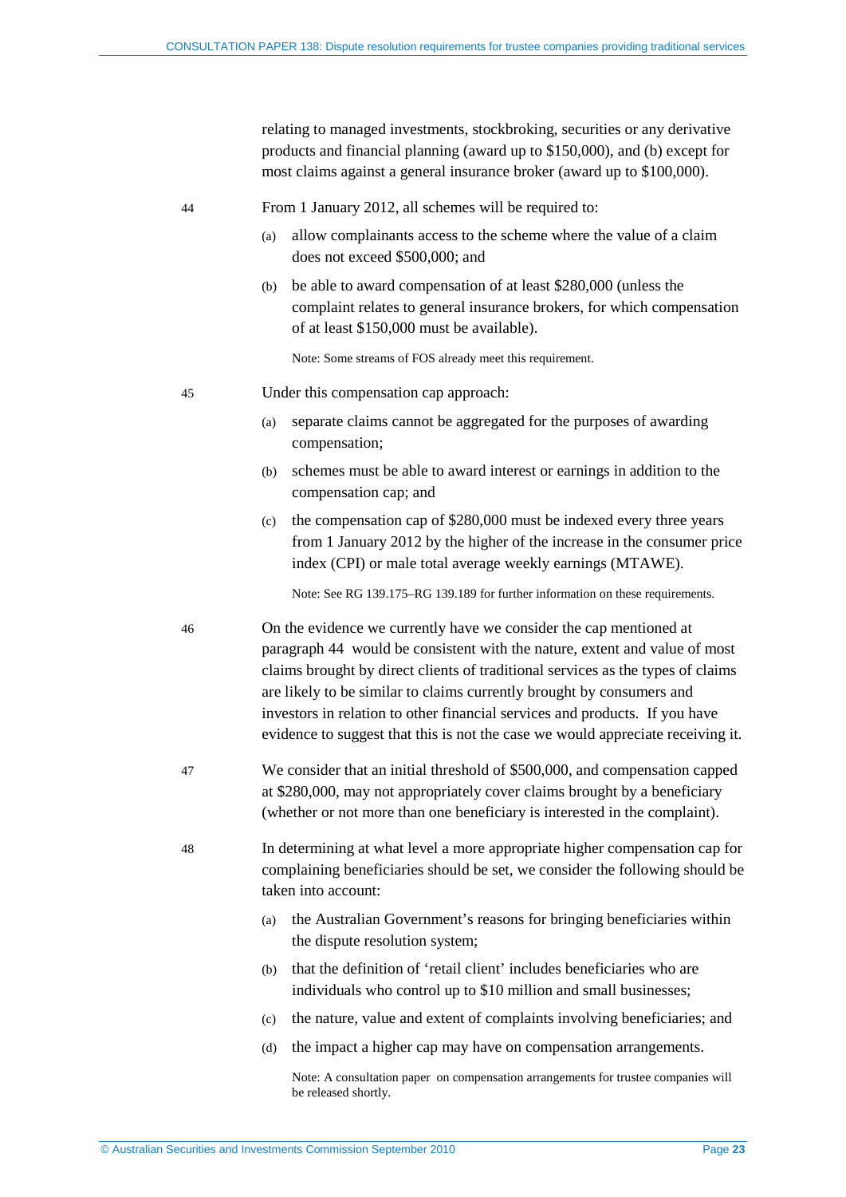relating to managed investments, stockbroking, securities or any derivative products and financial planning (award up to $150,000), and (b) except for most claims against a general insurance broker (award up to $100,000).

44 From 1 January 2012, all schemes will be required to:

(a) allow complainants access to the scheme where the value of a claim does not exceed $500,000; and

(b) be able to award compensation of at least $280,000 (unless the complaint relates to general insurance brokers, for which compensation of at least $150,000 must be available).

Note: Some streams of FOS already meet this requirement.

45 Under this compensation cap approach:

(a) separate claims cannot be aggregated for the purposes of awarding compensation;

(b) schemes must be able to award interest or earnings in addition to the compensation cap; and

(c) the compensation cap of $280,000 must be indexed every three years from 1 January 2012 by the higher of the increase in the consumer price index (CPI) or male total average weekly earnings (MTAWE).

Note: See RG 139.175–RG 139.189 for further information on these requirements.

46 On the evidence we currently have we consider the cap mentioned at paragraph 44 would be consistent with the nature, extent and value of most claims brought by direct clients of traditional services as the types of claims are likely to be similar to claims currently brought by consumers and investors in relation to other financial services and products. If you have evidence to suggest that this is not the case we would appreciate receiving it.

47 We consider that an initial threshold of $500,000, and compensation capped at $280,000, may not appropriately cover claims brought by a beneficiary (whether or not more than one beneficiary is interested in the complaint).

48 In determining at what level a more appropriate higher compensation cap for complaining beneficiaries should be set, we consider the following should be taken into account:

(a) the Australian Government's reasons for bringing beneficiaries within the dispute resolution system;

(b) that the definition of 'retail client' includes beneficiaries who are individuals who control up to $10 million and small businesses;

(c) the nature, value and extent of complaints involving beneficiaries; and

(d) the impact a higher cap may have on compensation arrangements.

Note: A consultation paper on compensation arrangements for trustee companies will be released shortly.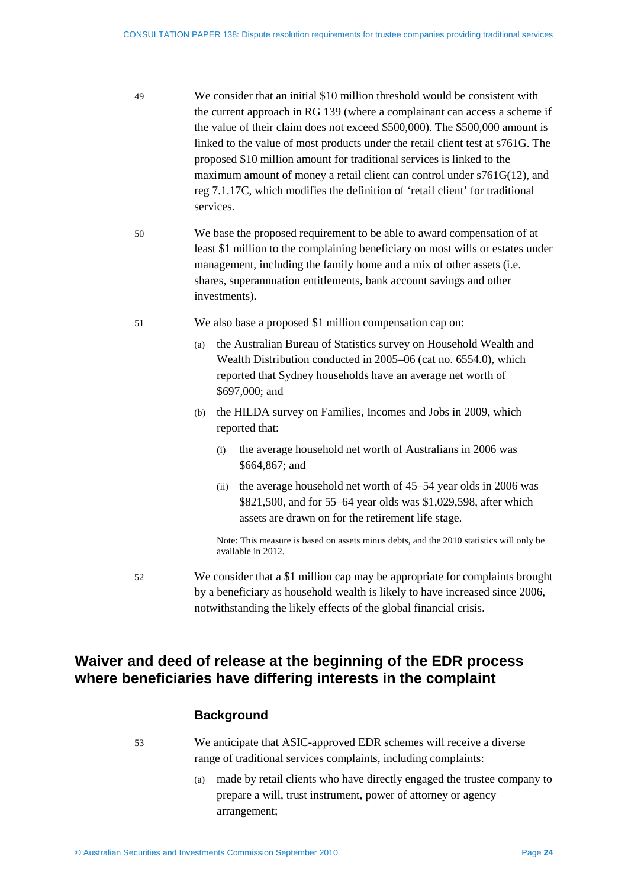49 We consider that an initial $10 million threshold would be consistent with the current approach in RG 139 (where a complainant can access a scheme if the value of their claim does not exceed $500,000). The $500,000 amount is linked to the value of most products under the retail client test at s761G. The proposed $10 million amount for traditional services is linked to the maximum amount of money a retail client can control under s761G(12), and reg 7.1.17C, which modifies the definition of 'retail client' for traditional services.

50 We base the proposed requirement to be able to award compensation of at least $1 million to the complaining beneficiary on most wills or estates under management, including the family home and a mix of other assets (i.e. shares, superannuation entitlements, bank account savings and other investments).

51 We also base a proposed $1 million compensation cap on:

(a) the Australian Bureau of Statistics survey on Household Wealth and Wealth Distribution conducted in 2005–06 (cat no. 6554.0), which reported that Sydney households have an average net worth of $697,000; and

(b) the HILDA survey on Families, Incomes and Jobs in 2009, which reported that:

  (i) the average household net worth of Australians in 2006 was $664,867; and

  (ii) the average household net worth of 45–54 year olds in 2006 was $821,500, and for 55–64 year olds was $1,029,598, after which assets are drawn on for the retirement life stage.

Note: This measure is based on assets minus debts, and the 2010 statistics will only be available in 2012.

52 We consider that a $1 million cap may be appropriate for complaints brought by a beneficiary as household wealth is likely to have increased since 2006, notwithstanding the likely effects of the global financial crisis.

## Waiver and deed of release at the beginning of the EDR process where beneficiaries have differing interests in the complaint

### Background

53 We anticipate that ASIC-approved EDR schemes will receive a diverse range of traditional services complaints, including complaints:

(a) made by retail clients who have directly engaged the trustee company to prepare a will, trust instrument, power of attorney or agency arrangement;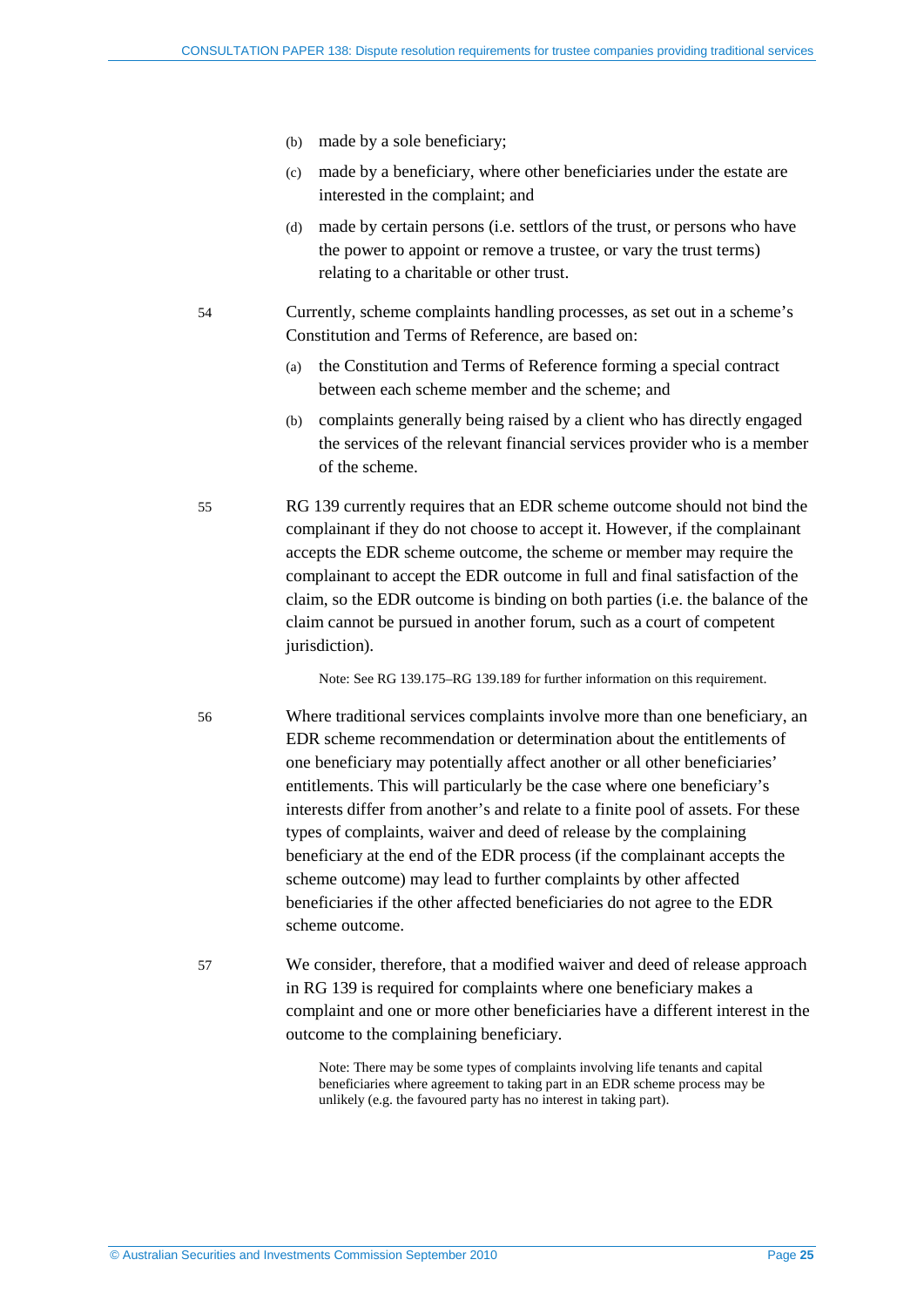(b) made by a sole beneficiary;

(c) made by a beneficiary, where other beneficiaries under the estate are interested in the complaint; and

(d) made by certain persons (i.e. settlors of the trust, or persons who have the power to appoint or remove a trustee, or vary the trust terms) relating to a charitable or other trust.

54 Currently, scheme complaints handling processes, as set out in a scheme's Constitution and Terms of Reference, are based on:

(a) the Constitution and Terms of Reference forming a special contract between each scheme member and the scheme; and

(b) complaints generally being raised by a client who has directly engaged the services of the relevant financial services provider who is a member of the scheme.

55 RG 139 currently requires that an EDR scheme outcome should not bind the complainant if they do not choose to accept it. However, if the complainant accepts the EDR scheme outcome, the scheme or member may require the complainant to accept the EDR outcome in full and final satisfaction of the claim, so the EDR outcome is binding on both parties (i.e. the balance of the claim cannot be pursued in another forum, such as a court of competent jurisdiction).

Note: See RG 139.175–RG 139.189 for further information on this requirement.

56 Where traditional services complaints involve more than one beneficiary, an EDR scheme recommendation or determination about the entitlements of one beneficiary may potentially affect another or all other beneficiaries' entitlements. This will particularly be the case where one beneficiary's interests differ from another's and relate to a finite pool of assets. For these types of complaints, waiver and deed of release by the complaining beneficiary at the end of the EDR process (if the complainant accepts the scheme outcome) may lead to further complaints by other affected beneficiaries if the other affected beneficiaries do not agree to the EDR scheme outcome.

57 We consider, therefore, that a modified waiver and deed of release approach in RG 139 is required for complaints where one beneficiary makes a complaint and one or more other beneficiaries have a different interest in the outcome to the complaining beneficiary.

Note: There may be some types of complaints involving life tenants and capital beneficiaries where agreement to taking part in an EDR scheme process may be unlikely (e.g. the favoured party has no interest in taking part).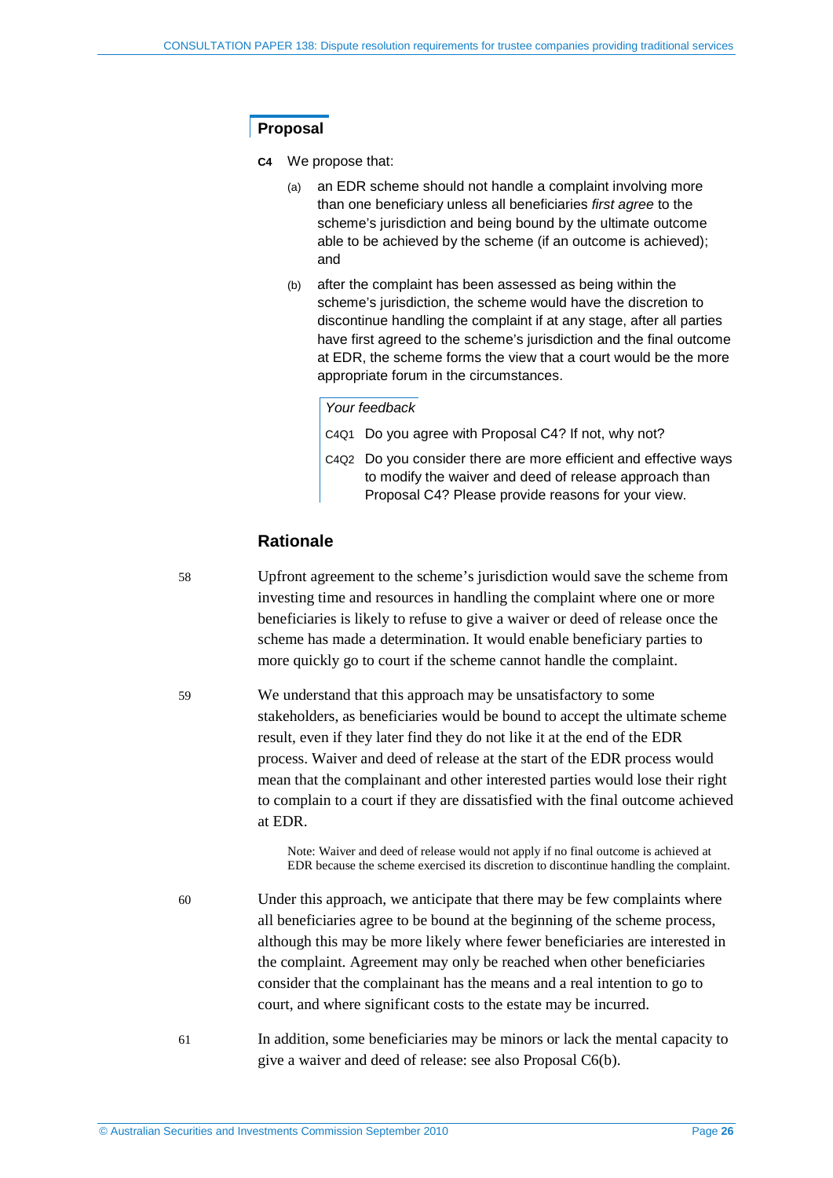## Proposal

**C4** We propose that:

(a) an EDR scheme should not handle a complaint involving more than one beneficiary unless all beneficiaries *first agree* to the scheme's jurisdiction and being bound by the ultimate outcome able to be achieved by the scheme (if an outcome is achieved); and

(b) after the complaint has been assessed as being within the scheme's jurisdiction, the scheme would have the discretion to discontinue handling the complaint if at any stage, after all parties have first agreed to the scheme's jurisdiction and the final outcome at EDR, the scheme forms the view that a court would be the more appropriate forum in the circumstances.

*Your feedback*

C4Q1 Do you agree with Proposal C4? If not, why not?

C4Q2 Do you consider there are more efficient and effective ways to modify the waiver and deed of release approach than Proposal C4? Please provide reasons for your view.

## Rationale

58 Upfront agreement to the scheme's jurisdiction would save the scheme from investing time and resources in handling the complaint where one or more beneficiaries is likely to refuse to give a waiver or deed of release once the scheme has made a determination. It would enable beneficiary parties to more quickly go to court if the scheme cannot handle the complaint.

59 We understand that this approach may be unsatisfactory to some stakeholders, as beneficiaries would be bound to accept the ultimate scheme result, even if they later find they do not like it at the end of the EDR process. Waiver and deed of release at the start of the EDR process would mean that the complainant and other interested parties would lose their right to complain to a court if they are dissatisfied with the final outcome achieved at EDR.

Note: Waiver and deed of release would not apply if no final outcome is achieved at EDR because the scheme exercised its discretion to discontinue handling the complaint.

60 Under this approach, we anticipate that there may be few complaints where all beneficiaries agree to be bound at the beginning of the scheme process, although this may be more likely where fewer beneficiaries are interested in the complaint. Agreement may only be reached when other beneficiaries consider that the complainant has the means and a real intention to go to court, and where significant costs to the estate may be incurred.

61 In addition, some beneficiaries may be minors or lack the mental capacity to give a waiver and deed of release: see also Proposal C6(b).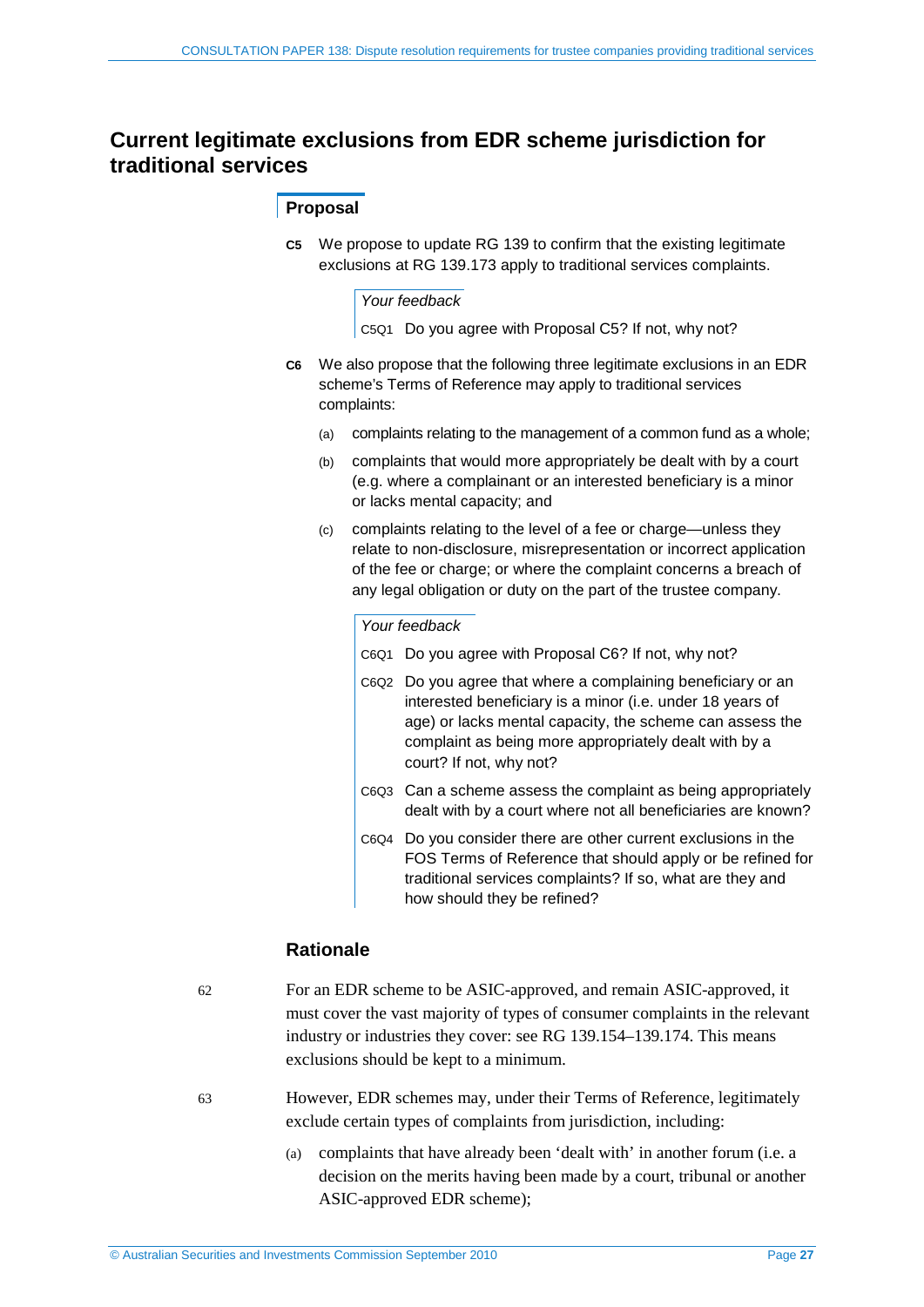## Current legitimate exclusions from EDR scheme jurisdiction for traditional services

### Proposal

**C5** We propose to update RG 139 to confirm that the existing legitimate exclusions at RG 139.173 apply to traditional services complaints.

*Your feedback*

C5Q1 Do you agree with Proposal C5? If not, why not?

**C6** We also propose that the following three legitimate exclusions in an EDR scheme's Terms of Reference may apply to traditional services complaints:

(a) complaints relating to the management of a common fund as a whole;

(b) complaints that would more appropriately be dealt with by a court (e.g. where a complainant or an interested beneficiary is a minor or lacks mental capacity; and

(c) complaints relating to the level of a fee or charge—unless they relate to non-disclosure, misrepresentation or incorrect application of the fee or charge; or where the complaint concerns a breach of any legal obligation or duty on the part of the trustee company.

*Your feedback*

C6Q1 Do you agree with Proposal C6? If not, why not?

C6Q2 Do you agree that where a complaining beneficiary or an interested beneficiary is a minor (i.e. under 18 years of age) or lacks mental capacity, the scheme can assess the complaint as being more appropriately dealt with by a court? If not, why not?

C6Q3 Can a scheme assess the complaint as being appropriately dealt with by a court where not all beneficiaries are known?

C6Q4 Do you consider there are other current exclusions in the FOS Terms of Reference that should apply or be refined for traditional services complaints? If so, what are they and how should they be refined?

### Rationale

62 For an EDR scheme to be ASIC-approved, and remain ASIC-approved, it must cover the vast majority of types of consumer complaints in the relevant industry or industries they cover: see RG 139.154–139.174. This means exclusions should be kept to a minimum.

63 However, EDR schemes may, under their Terms of Reference, legitimately exclude certain types of complaints from jurisdiction, including:

(a) complaints that have already been 'dealt with' in another forum (i.e. a decision on the merits having been made by a court, tribunal or another ASIC-approved EDR scheme);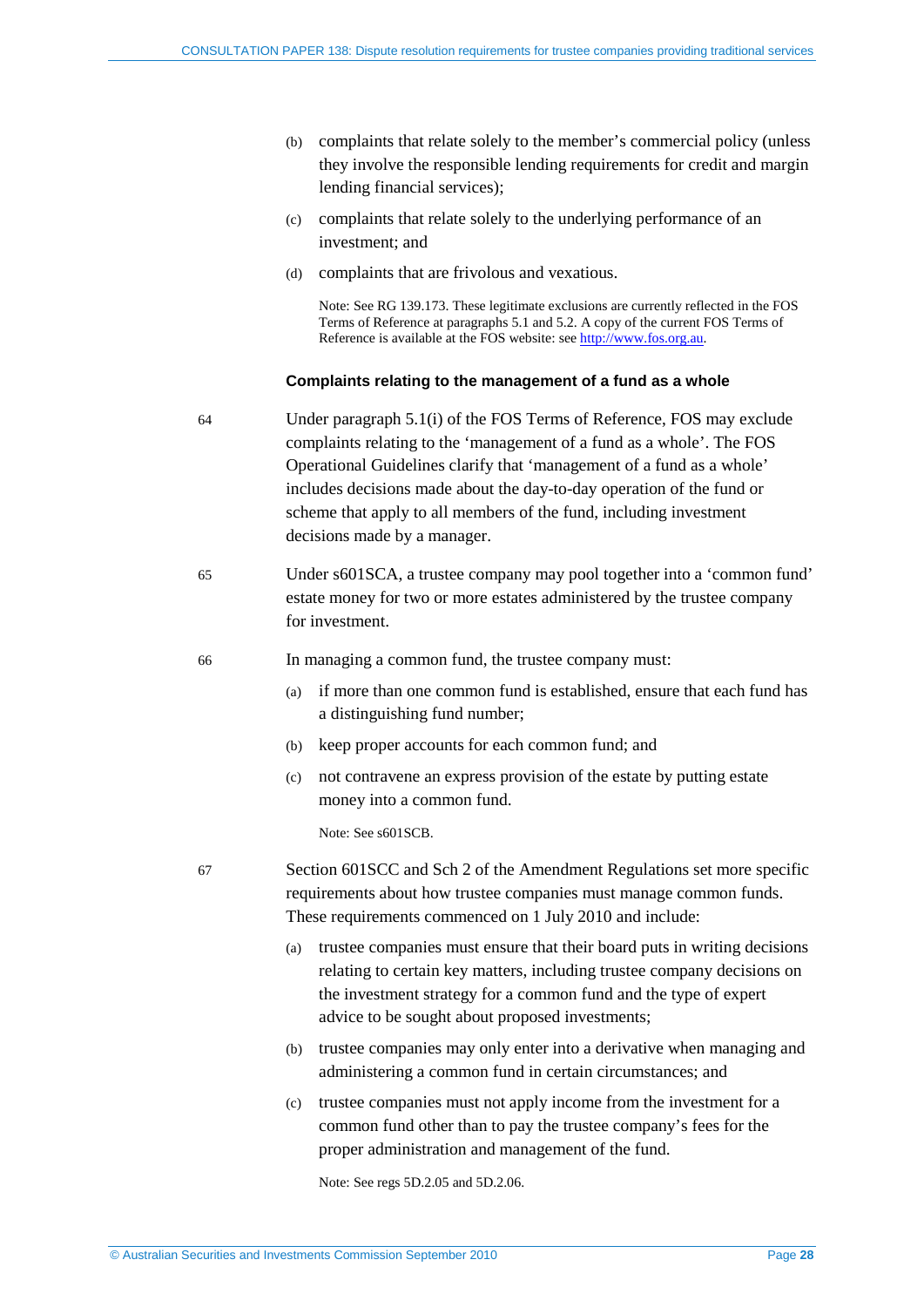(b) complaints that relate solely to the member's commercial policy (unless they involve the responsible lending requirements for credit and margin lending financial services);

(c) complaints that relate solely to the underlying performance of an investment; and

(d) complaints that are frivolous and vexatious.

Note: See RG 139.173. These legitimate exclusions are currently reflected in the FOS Terms of Reference at paragraphs 5.1 and 5.2. A copy of the current FOS Terms of Reference is available at the FOS website: see http://www.fos.org.au.

### Complaints relating to the management of a fund as a whole

64 Under paragraph 5.1(i) of the FOS Terms of Reference, FOS may exclude complaints relating to the 'management of a fund as a whole'. The FOS Operational Guidelines clarify that 'management of a fund as a whole' includes decisions made about the day-to-day operation of the fund or scheme that apply to all members of the fund, including investment decisions made by a manager.

65 Under s601SCA, a trustee company may pool together into a 'common fund' estate money for two or more estates administered by the trustee company for investment.

66 In managing a common fund, the trustee company must:

(a) if more than one common fund is established, ensure that each fund has a distinguishing fund number;

(b) keep proper accounts for each common fund; and

(c) not contravene an express provision of the estate by putting estate money into a common fund.

Note: See s601SCB.

67 Section 601SCC and Sch 2 of the Amendment Regulations set more specific requirements about how trustee companies must manage common funds. These requirements commenced on 1 July 2010 and include:

(a) trustee companies must ensure that their board puts in writing decisions relating to certain key matters, including trustee company decisions on the investment strategy for a common fund and the type of expert advice to be sought about proposed investments;

(b) trustee companies may only enter into a derivative when managing and administering a common fund in certain circumstances; and

(c) trustee companies must not apply income from the investment for a common fund other than to pay the trustee company's fees for the proper administration and management of the fund.

Note: See regs 5D.2.05 and 5D.2.06.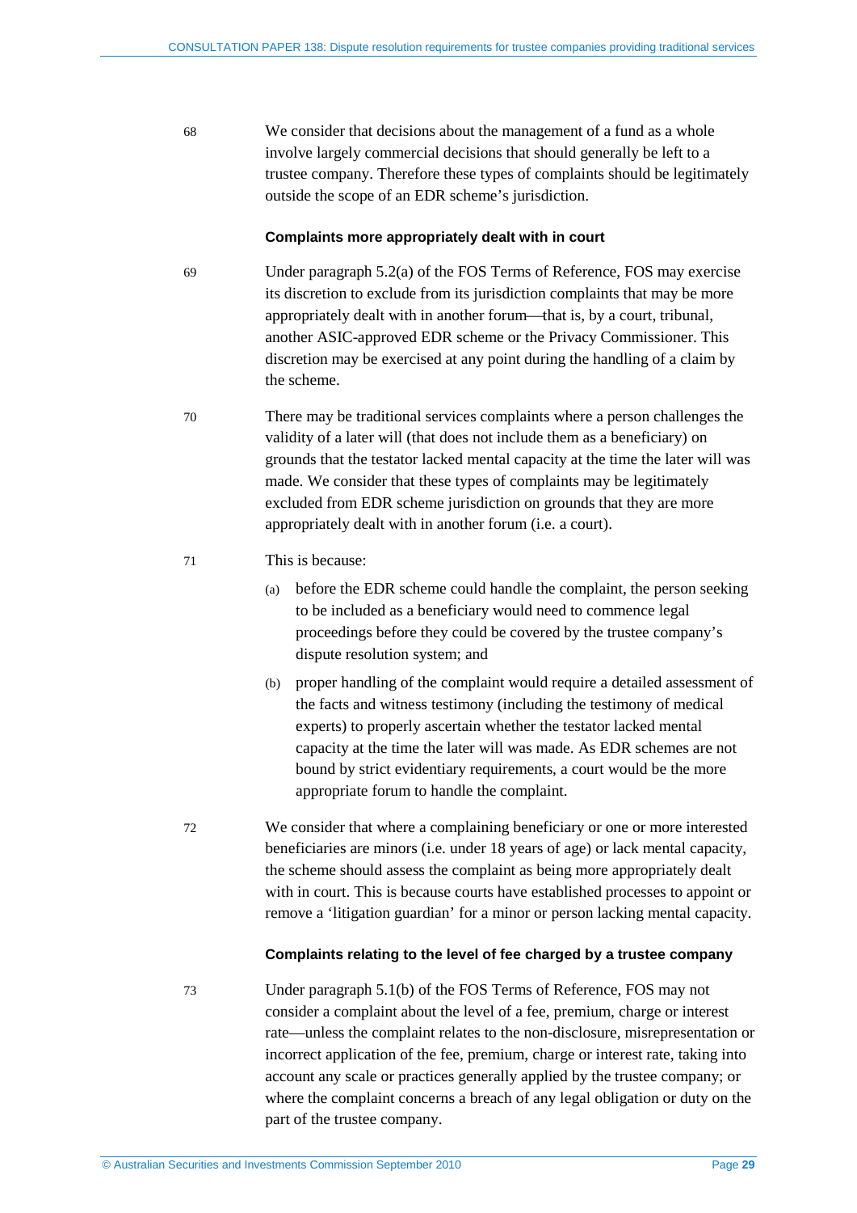68 We consider that decisions about the management of a fund as a whole involve largely commercial decisions that should generally be left to a trustee company. Therefore these types of complaints should be legitimately outside the scope of an EDR scheme's jurisdiction.

### Complaints more appropriately dealt with in court

69 Under paragraph 5.2(a) of the FOS Terms of Reference, FOS may exercise its discretion to exclude from its jurisdiction complaints that may be more appropriately dealt with in another forum—that is, by a court, tribunal, another ASIC-approved EDR scheme or the Privacy Commissioner. This discretion may be exercised at any point during the handling of a claim by the scheme.

70 There may be traditional services complaints where a person challenges the validity of a later will (that does not include them as a beneficiary) on grounds that the testator lacked mental capacity at the time the later will was made. We consider that these types of complaints may be legitimately excluded from EDR scheme jurisdiction on grounds that they are more appropriately dealt with in another forum (i.e. a court).

71 This is because:

(a) before the EDR scheme could handle the complaint, the person seeking to be included as a beneficiary would need to commence legal proceedings before they could be covered by the trustee company's dispute resolution system; and

(b) proper handling of the complaint would require a detailed assessment of the facts and witness testimony (including the testimony of medical experts) to properly ascertain whether the testator lacked mental capacity at the time the later will was made. As EDR schemes are not bound by strict evidentiary requirements, a court would be the more appropriate forum to handle the complaint.

72 We consider that where a complaining beneficiary or one or more interested beneficiaries are minors (i.e. under 18 years of age) or lack mental capacity, the scheme should assess the complaint as being more appropriately dealt with in court. This is because courts have established processes to appoint or remove a 'litigation guardian' for a minor or person lacking mental capacity.

### Complaints relating to the level of fee charged by a trustee company

73 Under paragraph 5.1(b) of the FOS Terms of Reference, FOS may not consider a complaint about the level of a fee, premium, charge or interest rate—unless the complaint relates to the non-disclosure, misrepresentation or incorrect application of the fee, premium, charge or interest rate, taking into account any scale or practices generally applied by the trustee company; or where the complaint concerns a breach of any legal obligation or duty on the part of the trustee company.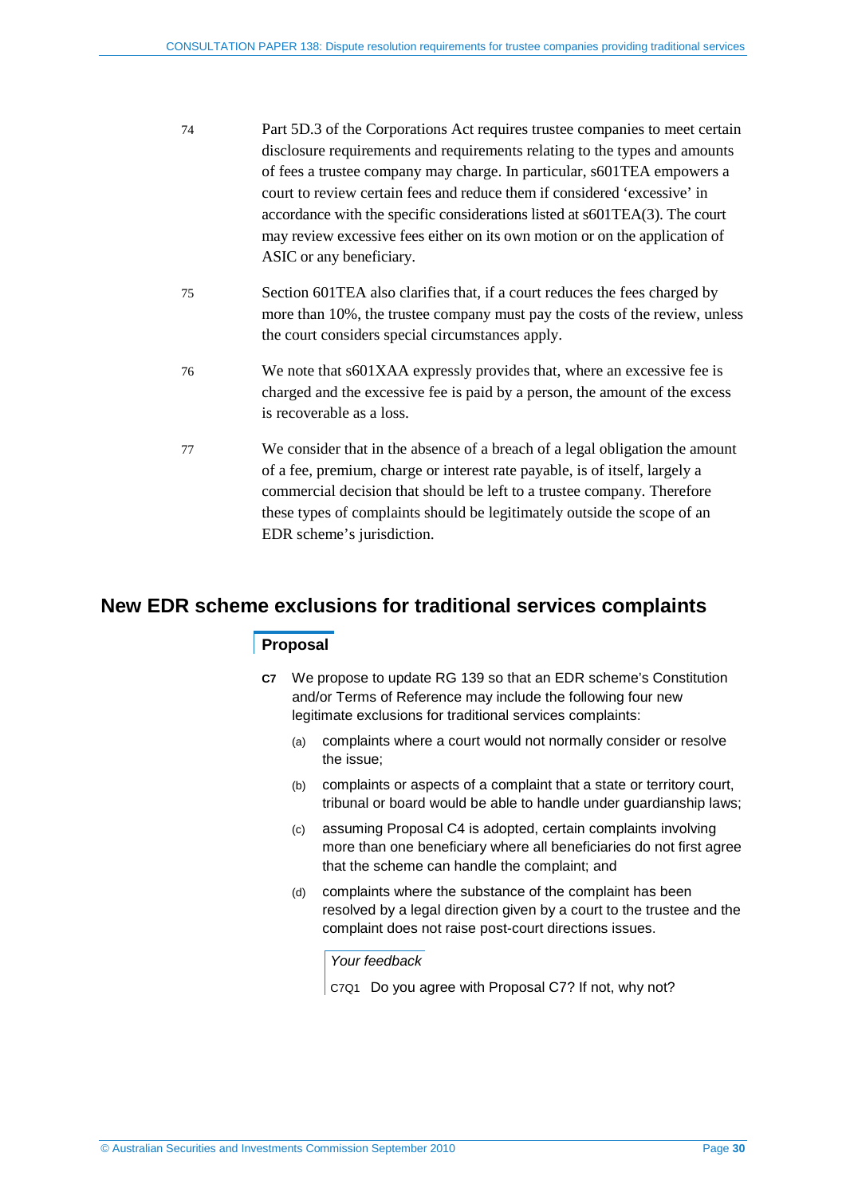74 Part 5D.3 of the Corporations Act requires trustee companies to meet certain disclosure requirements and requirements relating to the types and amounts of fees a trustee company may charge. In particular, s601TEA empowers a court to review certain fees and reduce them if considered 'excessive' in accordance with the specific considerations listed at s601TEA(3). The court may review excessive fees either on its own motion or on the application of ASIC or any beneficiary.

75 Section 601TEA also clarifies that, if a court reduces the fees charged by more than 10%, the trustee company must pay the costs of the review, unless the court considers special circumstances apply.

76 We note that s601XAA expressly provides that, where an excessive fee is charged and the excessive fee is paid by a person, the amount of the excess is recoverable as a loss.

77 We consider that in the absence of a breach of a legal obligation the amount of a fee, premium, charge or interest rate payable, is of itself, largely a commercial decision that should be left to a trustee company. Therefore these types of complaints should be legitimately outside the scope of an EDR scheme's jurisdiction.

## New EDR scheme exclusions for traditional services complaints

### Proposal

**C7** We propose to update RG 139 so that an EDR scheme's Constitution and/or Terms of Reference may include the following four new legitimate exclusions for traditional services complaints:

(a) complaints where a court would not normally consider or resolve the issue;

(b) complaints or aspects of a complaint that a state or territory court, tribunal or board would be able to handle under guardianship laws;

(c) assuming Proposal C4 is adopted, certain complaints involving more than one beneficiary where all beneficiaries do not first agree that the scheme can handle the complaint; and

(d) complaints where the substance of the complaint has been resolved by a legal direction given by a court to the trustee and the complaint does not raise post-court directions issues.

*Your feedback*

C7Q1 Do you agree with Proposal C7? If not, why not?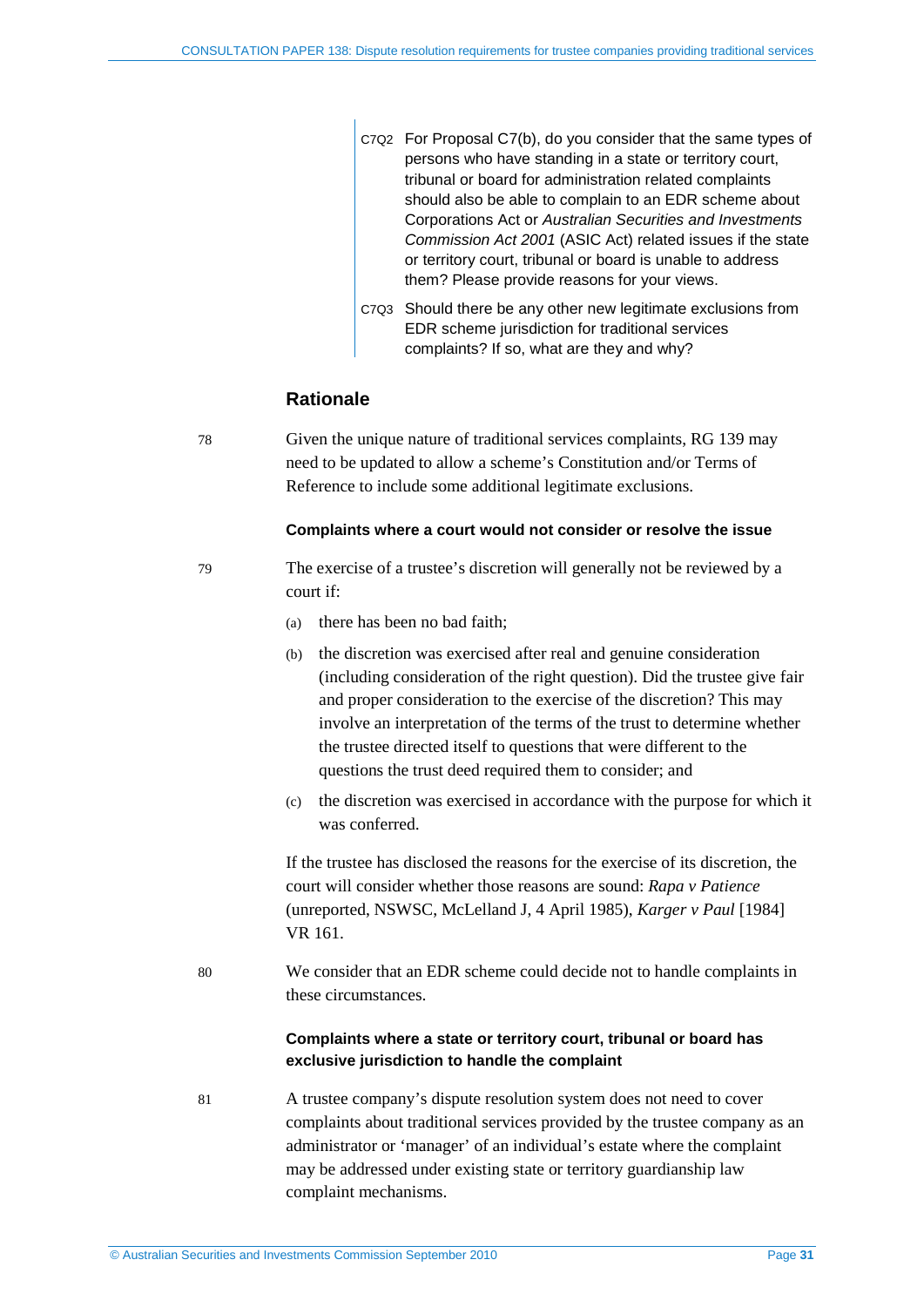C7Q2 For Proposal C7(b), do you consider that the same types of persons who have standing in a state or territory court, tribunal or board for administration related complaints should also be able to complain to an EDR scheme about Corporations Act or *Australian Securities and Investments Commission Act 2001* (ASIC Act) related issues if the state or territory court, tribunal or board is unable to address them? Please provide reasons for your views.

C7Q3 Should there be any other new legitimate exclusions from EDR scheme jurisdiction for traditional services complaints? If so, what are they and why?

## Rationale

78 Given the unique nature of traditional services complaints, RG 139 may need to be updated to allow a scheme's Constitution and/or Terms of Reference to include some additional legitimate exclusions.

### Complaints where a court would not consider or resolve the issue

79 The exercise of a trustee's discretion will generally not be reviewed by a court if:

(a) there has been no bad faith;

(b) the discretion was exercised after real and genuine consideration (including consideration of the right question). Did the trustee give fair and proper consideration to the exercise of the discretion? This may involve an interpretation of the terms of the trust to determine whether the trustee directed itself to questions that were different to the questions the trust deed required them to consider; and

(c) the discretion was exercised in accordance with the purpose for which it was conferred.

If the trustee has disclosed the reasons for the exercise of its discretion, the court will consider whether those reasons are sound: *Rapa v Patience* (unreported, NSWSC, McLelland J, 4 April 1985), *Karger v Paul* [1984] VR 161.

80 We consider that an EDR scheme could decide not to handle complaints in these circumstances.

### Complaints where a state or territory court, tribunal or board has exclusive jurisdiction to handle the complaint

81 A trustee company's dispute resolution system does not need to cover complaints about traditional services provided by the trustee company as an administrator or 'manager' of an individual's estate where the complaint may be addressed under existing state or territory guardianship law complaint mechanisms.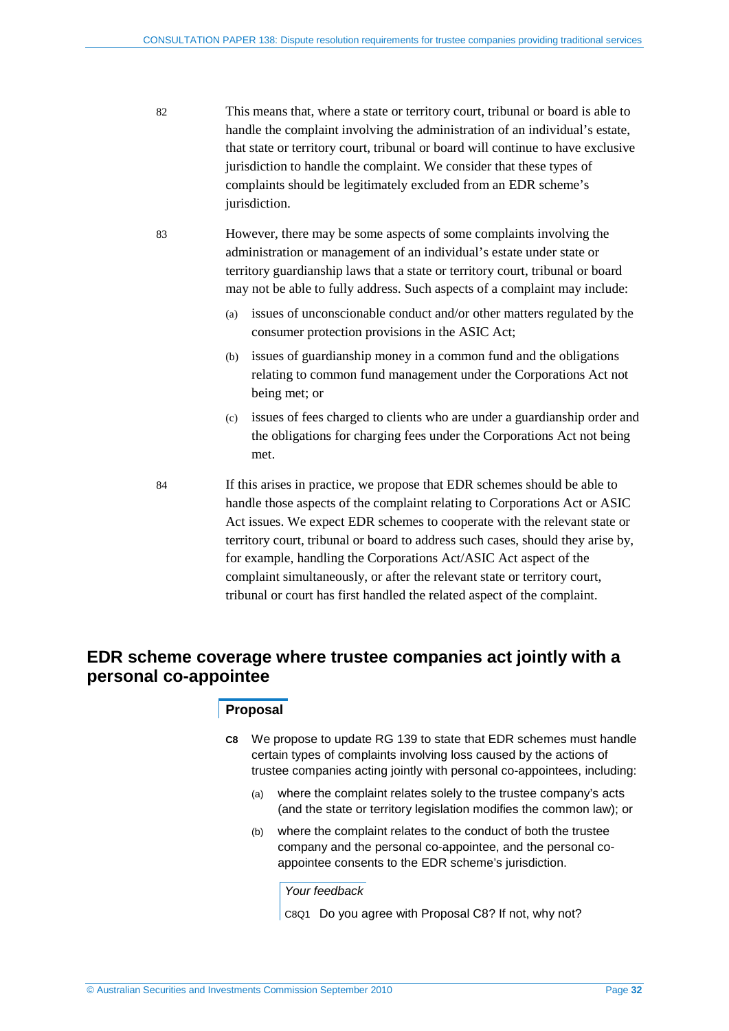82 This means that, where a state or territory court, tribunal or board is able to handle the complaint involving the administration of an individual's estate, that state or territory court, tribunal or board will continue to have exclusive jurisdiction to handle the complaint. We consider that these types of complaints should be legitimately excluded from an EDR scheme's jurisdiction.

83 However, there may be some aspects of some complaints involving the administration or management of an individual's estate under state or territory guardianship laws that a state or territory court, tribunal or board may not be able to fully address. Such aspects of a complaint may include:

- (a) issues of unconscionable conduct and/or other matters regulated by the consumer protection provisions in the ASIC Act;
- (b) issues of guardianship money in a common fund and the obligations relating to common fund management under the Corporations Act not being met; or
- (c) issues of fees charged to clients who are under a guardianship order and the obligations for charging fees under the Corporations Act not being met.

84 If this arises in practice, we propose that EDR schemes should be able to handle those aspects of the complaint relating to Corporations Act or ASIC Act issues. We expect EDR schemes to cooperate with the relevant state or territory court, tribunal or board to address such cases, should they arise by, for example, handling the Corporations Act/ASIC Act aspect of the complaint simultaneously, or after the relevant state or territory court, tribunal or court has first handled the related aspect of the complaint.

## EDR scheme coverage where trustee companies act jointly with a personal co-appointee

### Proposal

**C8** We propose to update RG 139 to state that EDR schemes must handle certain types of complaints involving loss caused by the actions of trustee companies acting jointly with personal co-appointees, including:

- (a) where the complaint relates solely to the trustee company's acts (and the state or territory legislation modifies the common law); or
- (b) where the complaint relates to the conduct of both the trustee company and the personal co-appointee, and the personal co-appointee consents to the EDR scheme's jurisdiction.

*Your feedback*

C8Q1 Do you agree with Proposal C8? If not, why not?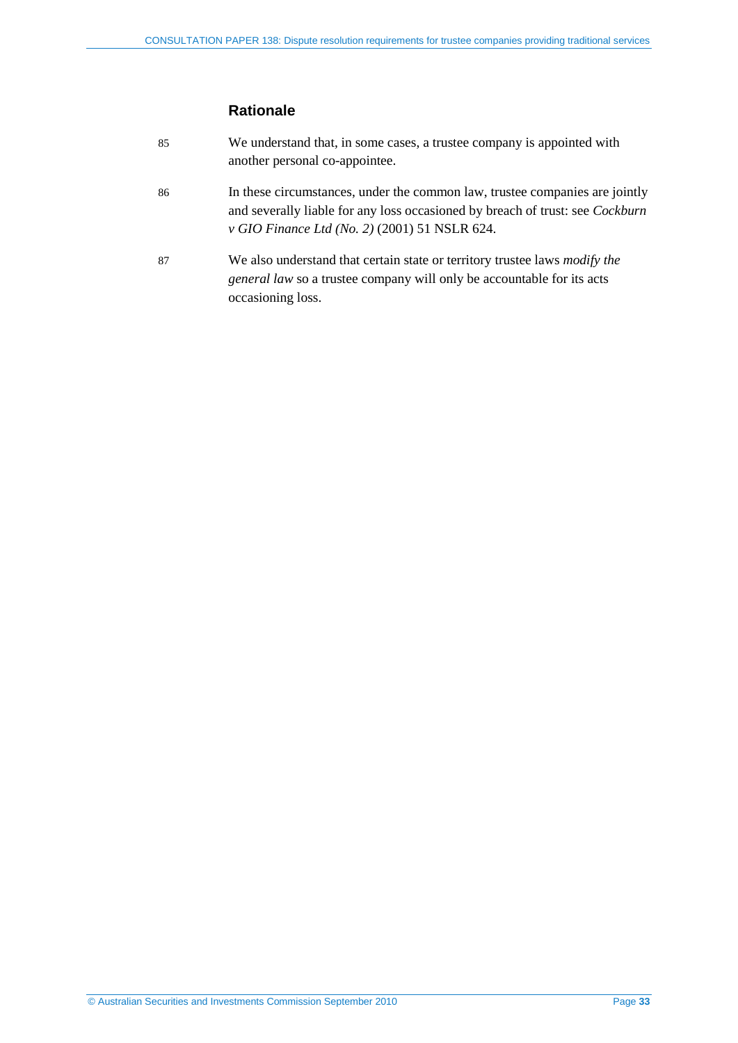### Rationale

85 We understand that, in some cases, a trustee company is appointed with another personal co-appointee.

86 In these circumstances, under the common law, trustee companies are jointly and severally liable for any loss occasioned by breach of trust: see *Cockburn v GIO Finance Ltd (No. 2)* (2001) 51 NSLR 624.

87 We also understand that certain state or territory trustee laws *modify the general law* so a trustee company will only be accountable for its acts occasioning loss.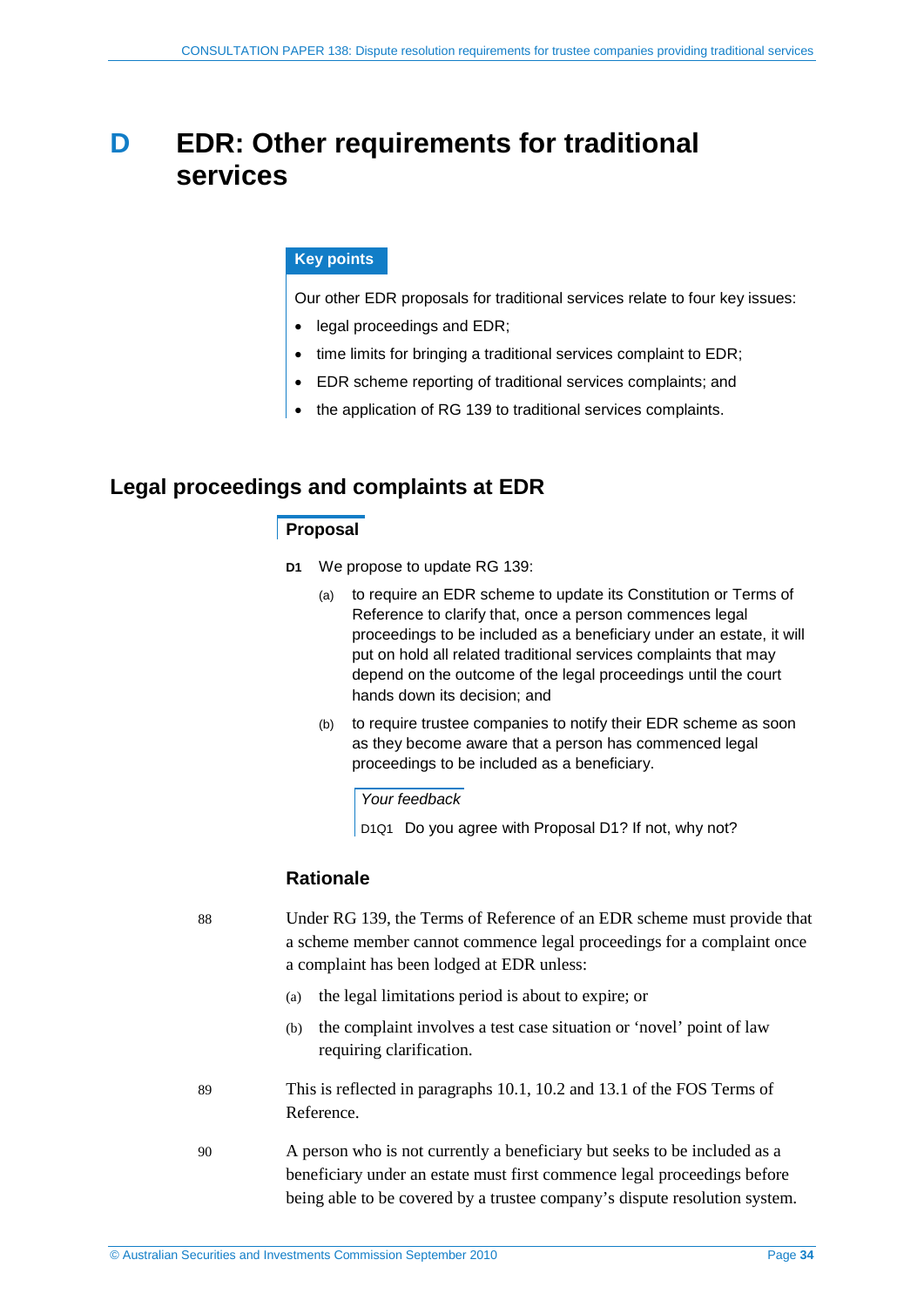# D EDR: Other requirements for traditional services

**Key points**

Our other EDR proposals for traditional services relate to four key issues:

- legal proceedings and EDR;
- time limits for bringing a traditional services complaint to EDR;
- EDR scheme reporting of traditional services complaints; and
- the application of RG 139 to traditional services complaints.

## Legal proceedings and complaints at EDR

**Proposal**

**D1** We propose to update RG 139:

(a) to require an EDR scheme to update its Constitution or Terms of Reference to clarify that, once a person commences legal proceedings to be included as a beneficiary under an estate, it will put on hold all related traditional services complaints that may depend on the outcome of the legal proceedings until the court hands down its decision; and

(b) to require trustee companies to notify their EDR scheme as soon as they become aware that a person has commenced legal proceedings to be included as a beneficiary.

*Your feedback*

D1Q1 Do you agree with Proposal D1? If not, why not?

### Rationale

88 Under RG 139, the Terms of Reference of an EDR scheme must provide that a scheme member cannot commence legal proceedings for a complaint once a complaint has been lodged at EDR unless:

(a) the legal limitations period is about to expire; or

(b) the complaint involves a test case situation or 'novel' point of law requiring clarification.

89 This is reflected in paragraphs 10.1, 10.2 and 13.1 of the FOS Terms of Reference.

90 A person who is not currently a beneficiary but seeks to be included as a beneficiary under an estate must first commence legal proceedings before being able to be covered by a trustee company's dispute resolution system.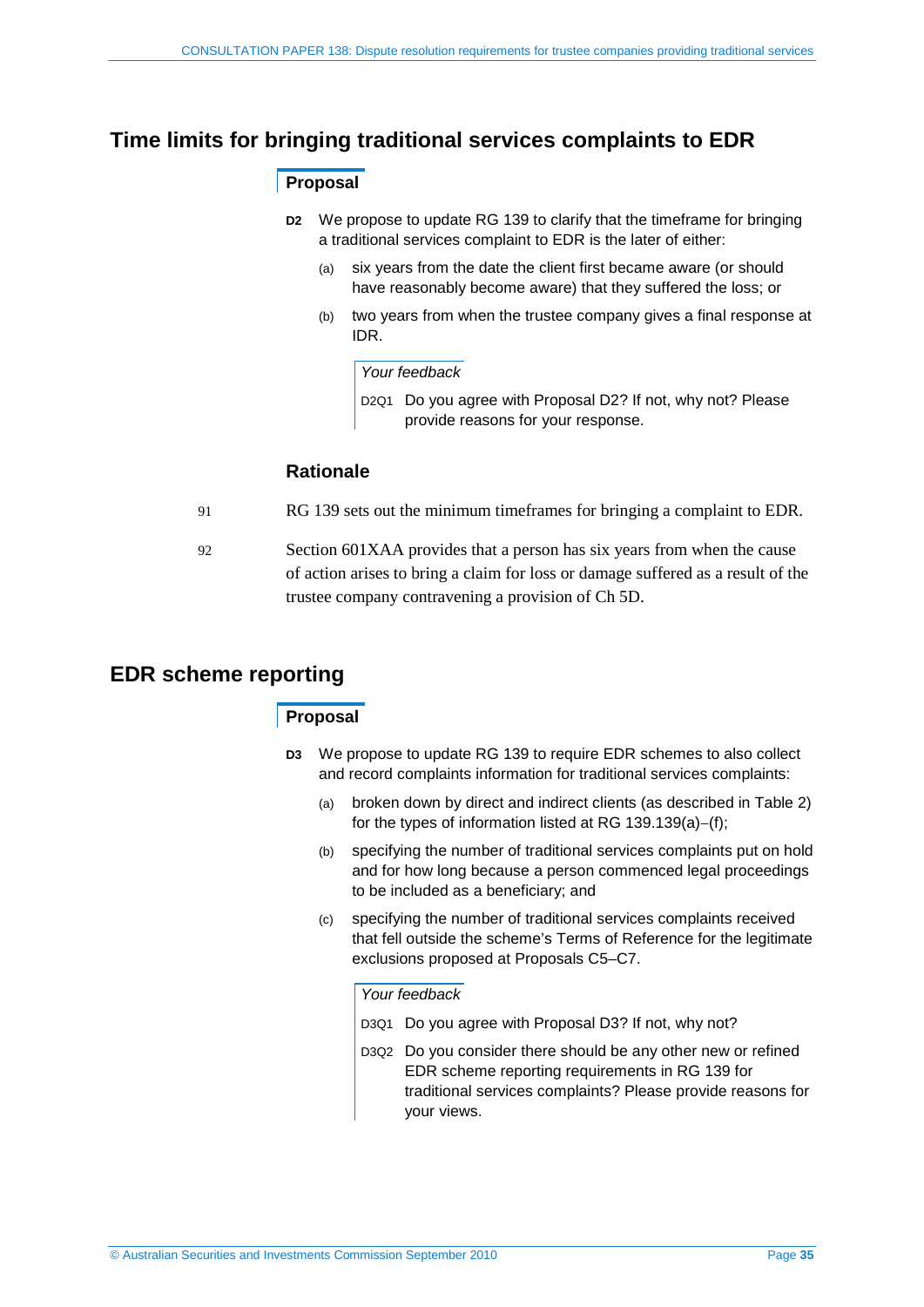## Time limits for bringing traditional services complaints to EDR

### Proposal

**D2** We propose to update RG 139 to clarify that the timeframe for bringing a traditional services complaint to EDR is the later of either:

(a) six years from the date the client first became aware (or should have reasonably become aware) that they suffered the loss; or

(b) two years from when the trustee company gives a final response at IDR.

*Your feedback*

D2Q1 Do you agree with Proposal D2? If not, why not? Please provide reasons for your response.

### Rationale

91 RG 139 sets out the minimum timeframes for bringing a complaint to EDR.

92 Section 601XAA provides that a person has six years from when the cause of action arises to bring a claim for loss or damage suffered as a result of the trustee company contravening a provision of Ch 5D.

## EDR scheme reporting

### Proposal

**D3** We propose to update RG 139 to require EDR schemes to also collect and record complaints information for traditional services complaints:

(a) broken down by direct and indirect clients (as described in Table 2) for the types of information listed at RG 139.139(a)–(f);

(b) specifying the number of traditional services complaints put on hold and for how long because a person commenced legal proceedings to be included as a beneficiary; and

(c) specifying the number of traditional services complaints received that fell outside the scheme's Terms of Reference for the legitimate exclusions proposed at Proposals C5–C7.

*Your feedback*

D3Q1 Do you agree with Proposal D3? If not, why not?

D3Q2 Do you consider there should be any other new or refined EDR scheme reporting requirements in RG 139 for traditional services complaints? Please provide reasons for your views.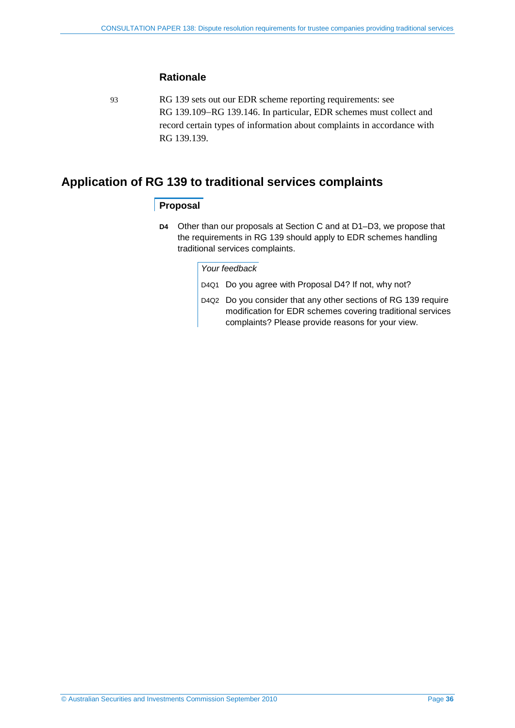### Rationale

93 RG 139 sets out our EDR scheme reporting requirements: see RG 139.109–RG 139.146. In particular, EDR schemes must collect and record certain types of information about complaints in accordance with RG 139.139.

## Application of RG 139 to traditional services complaints

### Proposal

**D4** Other than our proposals at Section C and at D1–D3, we propose that the requirements in RG 139 should apply to EDR schemes handling traditional services complaints.

*Your feedback*

D4Q1 Do you agree with Proposal D4? If not, why not?

D4Q2 Do you consider that any other sections of RG 139 require modification for EDR schemes covering traditional services complaints? Please provide reasons for your view.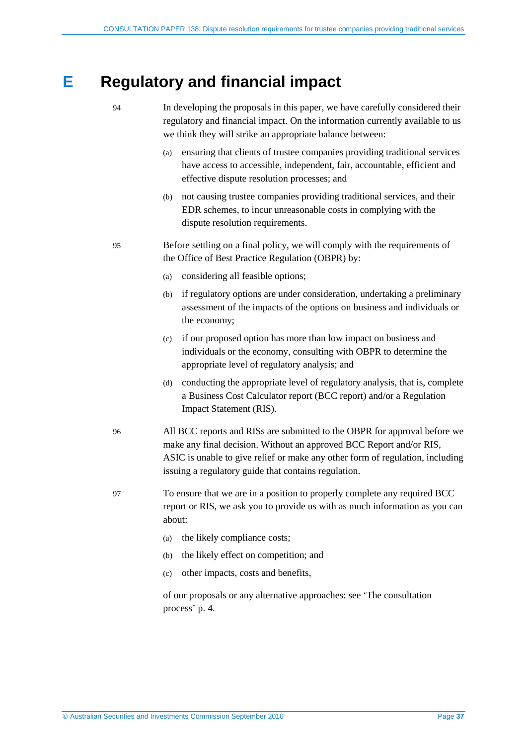# E Regulatory and financial impact

94 In developing the proposals in this paper, we have carefully considered their regulatory and financial impact. On the information currently available to us we think they will strike an appropriate balance between:

(a) ensuring that clients of trustee companies providing traditional services have access to accessible, independent, fair, accountable, efficient and effective dispute resolution processes; and

(b) not causing trustee companies providing traditional services, and their EDR schemes, to incur unreasonable costs in complying with the dispute resolution requirements.

95 Before settling on a final policy, we will comply with the requirements of the Office of Best Practice Regulation (OBPR) by:

(a) considering all feasible options;

(b) if regulatory options are under consideration, undertaking a preliminary assessment of the impacts of the options on business and individuals or the economy;

(c) if our proposed option has more than low impact on business and individuals or the economy, consulting with OBPR to determine the appropriate level of regulatory analysis; and

(d) conducting the appropriate level of regulatory analysis, that is, complete a Business Cost Calculator report (BCC report) and/or a Regulation Impact Statement (RIS).

96 All BCC reports and RISs are submitted to the OBPR for approval before we make any final decision. Without an approved BCC Report and/or RIS, ASIC is unable to give relief or make any other form of regulation, including issuing a regulatory guide that contains regulation.

97 To ensure that we are in a position to properly complete any required BCC report or RIS, we ask you to provide us with as much information as you can about:

(a) the likely compliance costs;

(b) the likely effect on competition; and

(c) other impacts, costs and benefits,

of our proposals or any alternative approaches: see 'The consultation process' p. 4.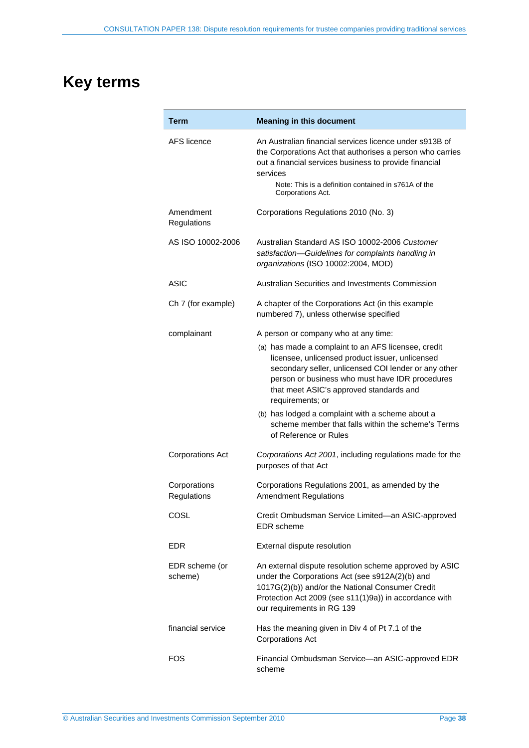# Key terms

| Term | Meaning in this document |
|---|---|
| AFS licence | An Australian financial services licence under s913B of the Corporations Act that authorises a person who carries out a financial services business to provide financial services<br>Note: This is a definition contained in s761A of the Corporations Act. |
| Amendment Regulations | Corporations Regulations 2010 (No. 3) |
| AS ISO 10002-2006 | Australian Standard AS ISO 10002-2006 *Customer satisfaction—Guidelines for complaints handling in organizations* (ISO 10002:2004, MOD) |
| ASIC | Australian Securities and Investments Commission |
| Ch 7 (for example) | A chapter of the Corporations Act (in this example numbered 7), unless otherwise specified |
| complainant | A person or company who at any time:<br>(a) has made a complaint to an AFS licensee, credit licensee, unlicensed product issuer, unlicensed secondary seller, unlicensed COI lender or any other person or business who must have IDR procedures that meet ASIC's approved standards and requirements; or<br>(b) has lodged a complaint with a scheme about a scheme member that falls within the scheme's Terms of Reference or Rules |
| Corporations Act | *Corporations Act 2001*, including regulations made for the purposes of that Act |
| Corporations Regulations | Corporations Regulations 2001, as amended by the Amendment Regulations |
| COSL | Credit Ombudsman Service Limited—an ASIC-approved EDR scheme |
| EDR | External dispute resolution |
| EDR scheme (or scheme) | An external dispute resolution scheme approved by ASIC under the Corporations Act (see s912A(2)(b) and 1017G(2)(b)) and/or the National Consumer Credit Protection Act 2009 (see s11(1)9a)) in accordance with our requirements in RG 139 |
| financial service | Has the meaning given in Div 4 of Pt 7.1 of the Corporations Act |
| FOS | Financial Ombudsman Service—an ASIC-approved EDR scheme |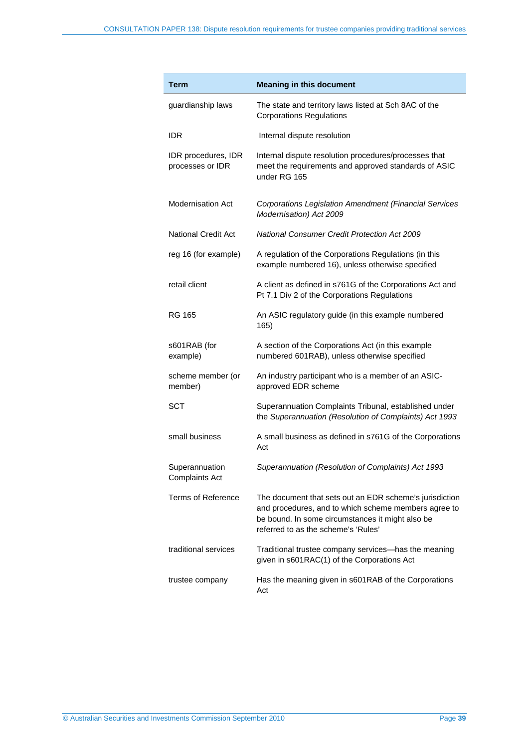| Term | Meaning in this document |
|---|---|
| guardianship laws | The state and territory laws listed at Sch 8AC of the Corporations Regulations |
| IDR | Internal dispute resolution |
| IDR procedures, IDR processes or IDR | Internal dispute resolution procedures/processes that meet the requirements and approved standards of ASIC under RG 165 |
| Modernisation Act | *Corporations Legislation Amendment (Financial Services Modernisation) Act 2009* |
| National Credit Act | *National Consumer Credit Protection Act 2009* |
| reg 16 (for example) | A regulation of the Corporations Regulations (in this example numbered 16), unless otherwise specified |
| retail client | A client as defined in s761G of the Corporations Act and Pt 7.1 Div 2 of the Corporations Regulations |
| RG 165 | An ASIC regulatory guide (in this example numbered 165) |
| s601RAB (for example) | A section of the Corporations Act (in this example numbered 601RAB), unless otherwise specified |
| scheme member (or member) | An industry participant who is a member of an ASIC-approved EDR scheme |
| SCT | Superannuation Complaints Tribunal, established under the *Superannuation (Resolution of Complaints) Act 1993* |
| small business | A small business as defined in s761G of the Corporations Act |
| Superannuation Complaints Act | *Superannuation (Resolution of Complaints) Act 1993* |
| Terms of Reference | The document that sets out an EDR scheme's jurisdiction and procedures, and to which scheme members agree to be bound. In some circumstances it might also be referred to as the scheme's 'Rules' |
| traditional services | Traditional trustee company services—has the meaning given in s601RAC(1) of the Corporations Act |
| trustee company | Has the meaning given in s601RAB of the Corporations Act |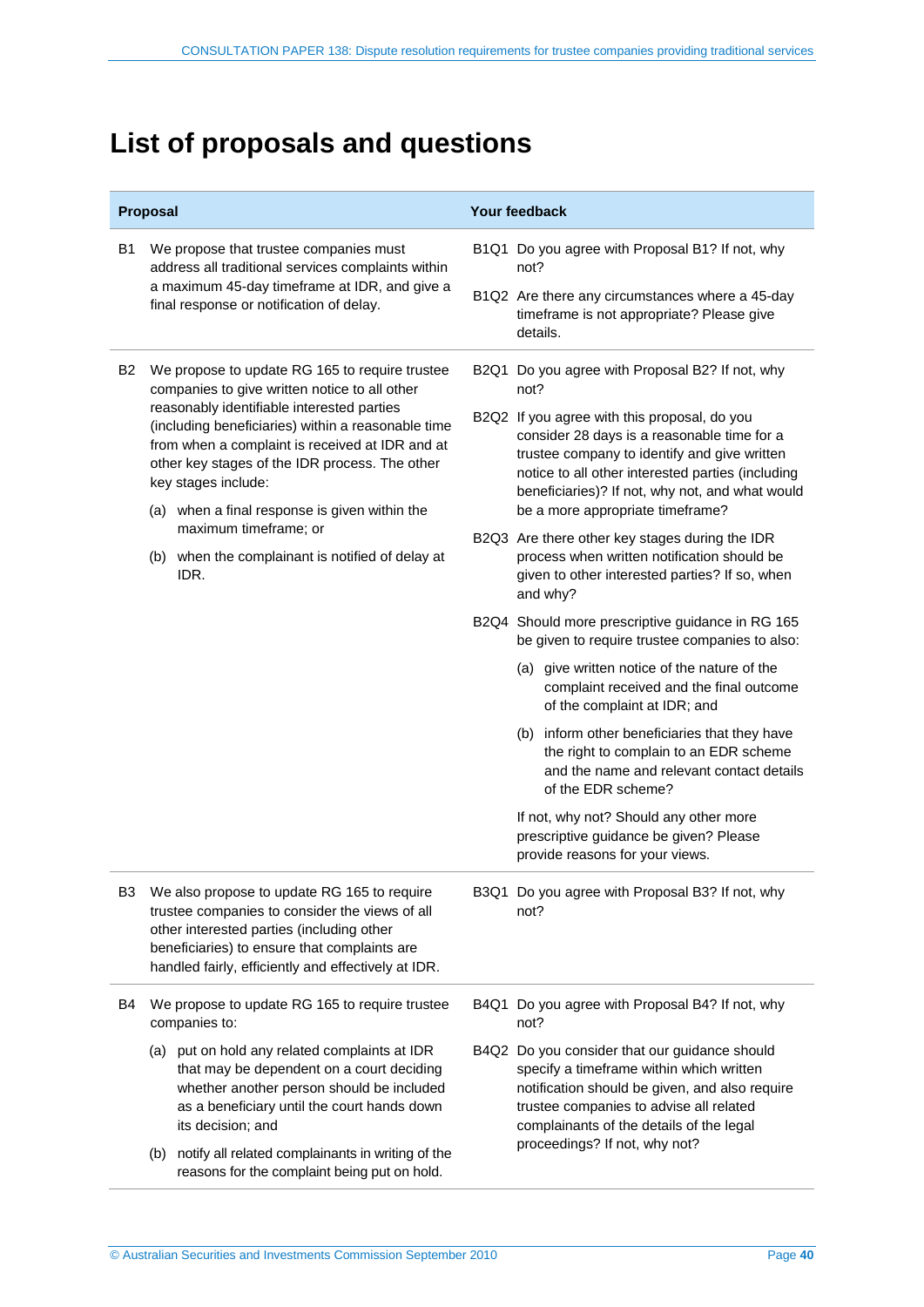# List of proposals and questions

| Proposal | Your feedback |
|---|---|
| B1 We propose that trustee companies must address all traditional services complaints within a maximum 45-day timeframe at IDR, and give a final response or notification of delay. | B1Q1 Do you agree with Proposal B1? If not, why not?<br><br>B1Q2 Are there any circumstances where a 45-day timeframe is not appropriate? Please give details. |
| B2 We propose to update RG 165 to require trustee companies to give written notice to all other reasonably identifiable interested parties (including beneficiaries) within a reasonable time from when a complaint is received at IDR and at other key stages of the IDR process. The other key stages include:<br><br>(a) when a final response is given within the maximum timeframe; or<br><br>(b) when the complainant is notified of delay at IDR. | B2Q1 Do you agree with Proposal B2? If not, why not?<br><br>B2Q2 If you agree with this proposal, do you consider 28 days is a reasonable time for a trustee company to identify and give written notice to all other interested parties (including beneficiaries)? If not, why not, and what would be a more appropriate timeframe?<br><br>B2Q3 Are there other key stages during the IDR process when written notification should be given to other interested parties? If so, when and why?<br><br>B2Q4 Should more prescriptive guidance in RG 165 be given to require trustee companies to also:<br><br>(a) give written notice of the nature of the complaint received and the final outcome of the complaint at IDR; and<br><br>(b) inform other beneficiaries that they have the right to complain to an EDR scheme and the name and relevant contact details of the EDR scheme?<br><br>If not, why not? Should any other more prescriptive guidance be given? Please provide reasons for your views. |
| B3 We also propose to update RG 165 to require trustee companies to consider the views of all other interested parties (including other beneficiaries) to ensure that complaints are handled fairly, efficiently and effectively at IDR. | B3Q1 Do you agree with Proposal B3? If not, why not? |
| B4 We propose to update RG 165 to require trustee companies to:<br><br>(a) put on hold any related complaints at IDR that may be dependent on a court deciding whether another person should be included as a beneficiary until the court hands down its decision; and<br><br>(b) notify all related complainants in writing of the reasons for the complaint being put on hold. | B4Q1 Do you agree with Proposal B4? If not, why not?<br><br>B4Q2 Do you consider that our guidance should specify a timeframe within which written notification should be given, and also require trustee companies to advise all related complainants of the details of the legal proceedings? If not, why not? |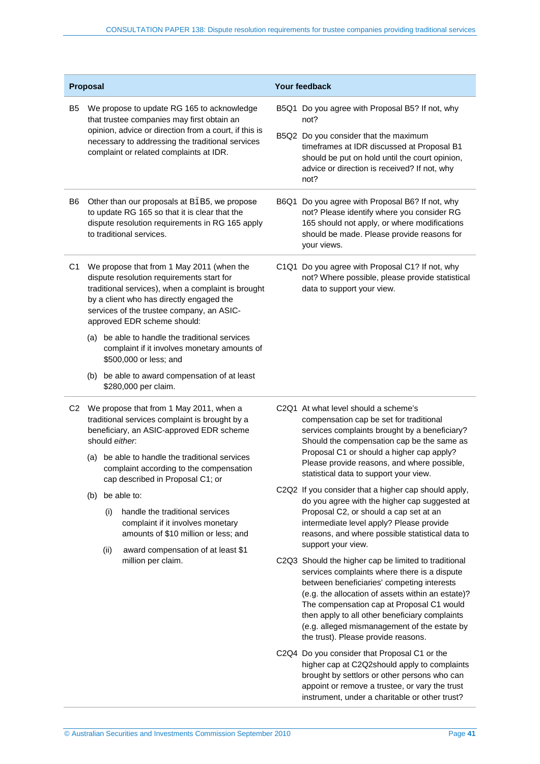| Proposal | Your feedback |
| --- | --- |
| B5 We propose to update RG 165 to acknowledge that trustee companies may first obtain an opinion, advice or direction from a court, if this is necessary to addressing the traditional services complaint or related complaints at IDR. | B5Q1 Do you agree with Proposal B5? If not, why not?<br><br>B5Q2 Do you consider that the maximum timeframes at IDR discussed at Proposal B1 should be put on hold until the court opinion, advice or direction is received? If not, why not? |
| B6 Other than our proposals at B1̃B5, we propose to update RG 165 so that it is clear that the dispute resolution requirements in RG 165 apply to traditional services. | B6Q1 Do you agree with Proposal B6? If not, why not? Please identify where you consider RG 165 should not apply, or where modifications should be made. Please provide reasons for your views. |
| C1 We propose that from 1 May 2011 (when the dispute resolution requirements start for traditional services), when a complaint is brought by a client who has directly engaged the services of the trustee company, an ASIC-approved EDR scheme should:<br><br>(a) be able to handle the traditional services complaint if it involves monetary amounts of $500,000 or less; and<br><br>(b) be able to award compensation of at least $280,000 per claim. | C1Q1 Do you agree with Proposal C1? If not, why not? Where possible, please provide statistical data to support your view. |
| C2 We propose that from 1 May 2011, when a traditional services complaint is brought by a beneficiary, an ASIC-approved EDR scheme should *either*:<br><br>(a) be able to handle the traditional services complaint according to the compensation cap described in Proposal C1; or<br><br>(b) be able to:<br><br>(i) handle the traditional services complaint if it involves monetary amounts of $10 million or less; and<br><br>(ii) award compensation of at least $1 million per claim. | C2Q1 At what level should a scheme's compensation cap be set for traditional services complaints brought by a beneficiary? Should the compensation cap be the same as Proposal C1 or should a higher cap apply? Please provide reasons, and where possible, statistical data to support your view.<br><br>C2Q2 If you consider that a higher cap should apply, do you agree with the higher cap suggested at Proposal C2, or should a cap set at an intermediate level apply? Please provide reasons, and where possible statistical data to support your view.<br><br>C2Q3 Should the higher cap be limited to traditional services complaints where there is a dispute between beneficiaries' competing interests (e.g. the allocation of assets within an estate)? The compensation cap at Proposal C1 would then apply to all other beneficiary complaints (e.g. alleged mismanagement of the estate by the trust). Please provide reasons.<br><br>C2Q4 Do you consider that Proposal C1 or the higher cap at C2Q2should apply to complaints brought by settlors or other persons who can appoint or remove a trustee, or vary the trust instrument, under a charitable or other trust? |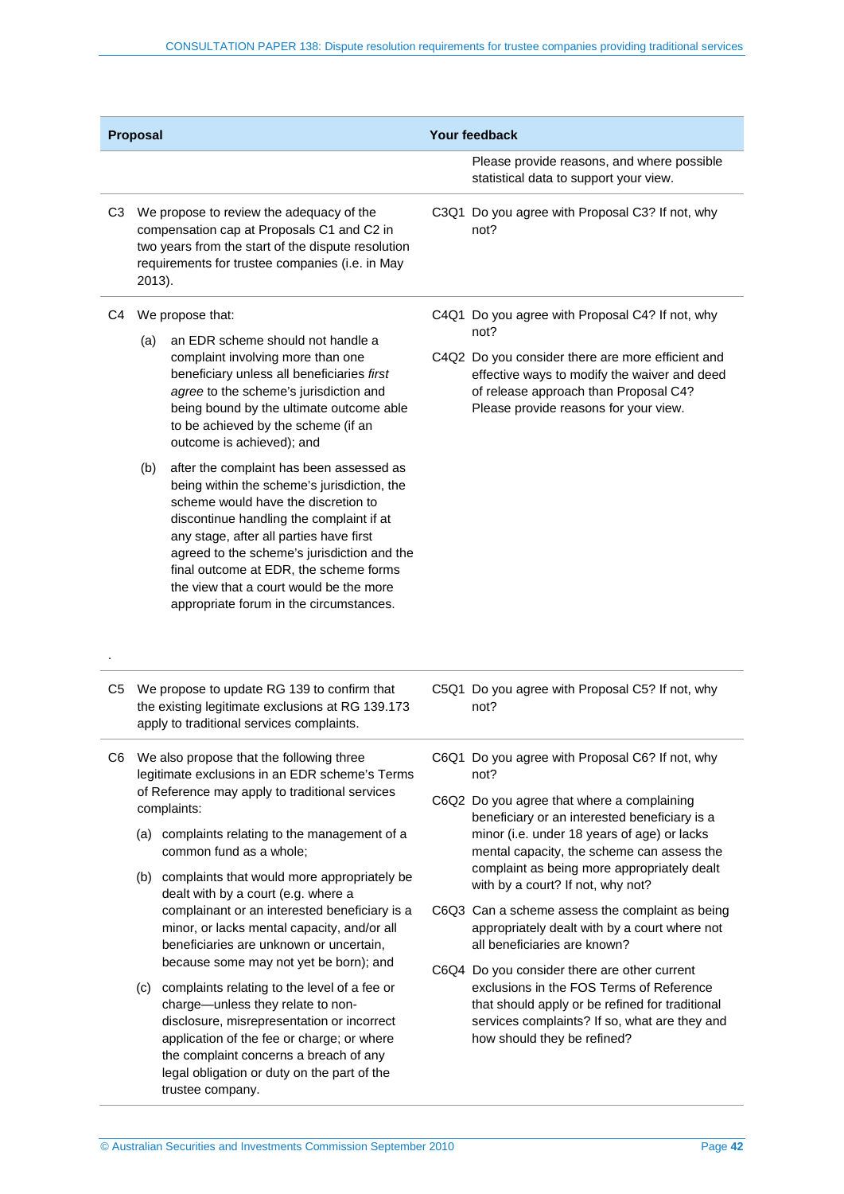| Proposal | Your feedback |
|---|---|
| | Please provide reasons, and where possible statistical data to support your view. |
| C3 We propose to review the adequacy of the compensation cap at Proposals C1 and C2 in two years from the start of the dispute resolution requirements for trustee companies (i.e. in May 2013). | C3Q1 Do you agree with Proposal C3? If not, why not? |
| C4 We propose that:<br>(a) an EDR scheme should not handle a complaint involving more than one beneficiary unless all beneficiaries *first agree* to the scheme's jurisdiction and being bound by the ultimate outcome able to be achieved by the scheme (if an outcome is achieved); and<br>(b) after the complaint has been assessed as being within the scheme's jurisdiction, the scheme would have the discretion to discontinue handling the complaint if at any stage, after all parties have first agreed to the scheme's jurisdiction and the final outcome at EDR, the scheme forms the view that a court would be the more appropriate forum in the circumstances.<br>. | C4Q1 Do you agree with Proposal C4? If not, why not?<br>C4Q2 Do you consider there are more efficient and effective ways to modify the waiver and deed of release approach than Proposal C4? Please provide reasons for your view. |
| C5 We propose to update RG 139 to confirm that the existing legitimate exclusions at RG 139.173 apply to traditional services complaints. | C5Q1 Do you agree with Proposal C5? If not, why not? |
| C6 We also propose that the following three legitimate exclusions in an EDR scheme's Terms of Reference may apply to traditional services complaints:<br>(a) complaints relating to the management of a common fund as a whole;<br>(b) complaints that would more appropriately be dealt with by a court (e.g. where a complainant or an interested beneficiary is a minor, or lacks mental capacity, and/or all beneficiaries are unknown or uncertain, because some may not yet be born); and<br>(c) complaints relating to the level of a fee or charge—unless they relate to non-disclosure, misrepresentation or incorrect application of the fee or charge; or where the complaint concerns a breach of any legal obligation or duty on the part of the trustee company. | C6Q1 Do you agree with Proposal C6? If not, why not?<br>C6Q2 Do you agree that where a complaining beneficiary or an interested beneficiary is a minor (i.e. under 18 years of age) or lacks mental capacity, the scheme can assess the complaint as being more appropriately dealt with by a court? If not, why not?<br>C6Q3 Can a scheme assess the complaint as being appropriately dealt with by a court where not all beneficiaries are known?<br>C6Q4 Do you consider there are other current exclusions in the FOS Terms of Reference that should apply or be refined for traditional services complaints? If so, what are they and how should they be refined? |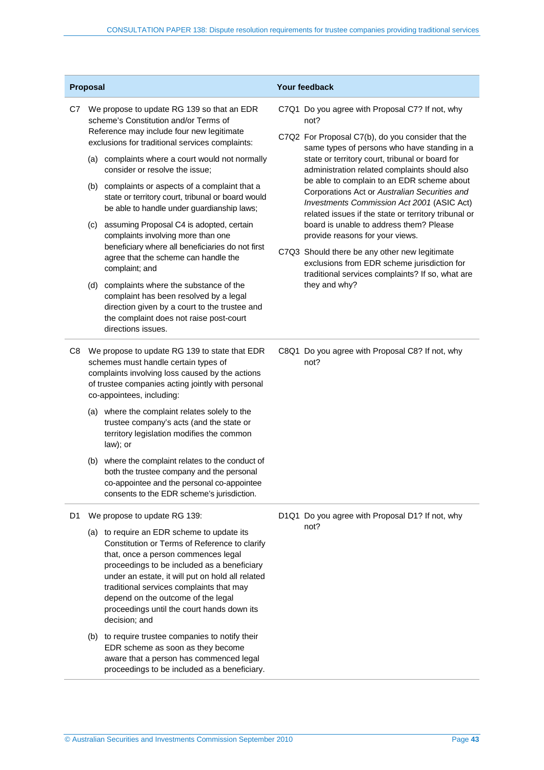| Proposal | Your feedback |
| --- | --- |
| C7 We propose to update RG 139 so that an EDR scheme's Constitution and/or Terms of Reference may include four new legitimate exclusions for traditional services complaints:<br>(a) complaints where a court would not normally consider or resolve the issue;<br>(b) complaints or aspects of a complaint that a state or territory court, tribunal or board would be able to handle under guardianship laws;<br>(c) assuming Proposal C4 is adopted, certain complaints involving more than one beneficiary where all beneficiaries do not first agree that the scheme can handle the complaint; and<br>(d) complaints where the substance of the complaint has been resolved by a legal direction given by a court to the trustee and the complaint does not raise post-court directions issues. | C7Q1 Do you agree with Proposal C7? If not, why not?<br>C7Q2 For Proposal C7(b), do you consider that the same types of persons who have standing in a state or territory court, tribunal or board for administration related complaints should also be able to complain to an EDR scheme about Corporations Act or *Australian Securities and Investments Commission Act 2001* (ASIC Act) related issues if the state or territory tribunal or board is unable to address them? Please provide reasons for your views.<br>C7Q3 Should there be any other new legitimate exclusions from EDR scheme jurisdiction for traditional services complaints? If so, what are they and why? |
| C8 We propose to update RG 139 to state that EDR schemes must handle certain types of complaints involving loss caused by the actions of trustee companies acting jointly with personal co-appointees, including:<br>(a) where the complaint relates solely to the trustee company's acts (and the state or territory legislation modifies the common law); or<br>(b) where the complaint relates to the conduct of both the trustee company and the personal co-appointee and the personal co-appointee consents to the EDR scheme's jurisdiction. | C8Q1 Do you agree with Proposal C8? If not, why not? |
| D1 We propose to update RG 139:<br>(a) to require an EDR scheme to update its Constitution or Terms of Reference to clarify that, once a person commences legal proceedings to be included as a beneficiary under an estate, it will put on hold all related traditional services complaints that may depend on the outcome of the legal proceedings until the court hands down its decision; and<br>(b) to require trustee companies to notify their EDR scheme as soon as they become aware that a person has commenced legal proceedings to be included as a beneficiary. | D1Q1 Do you agree with Proposal D1? If not, why not? |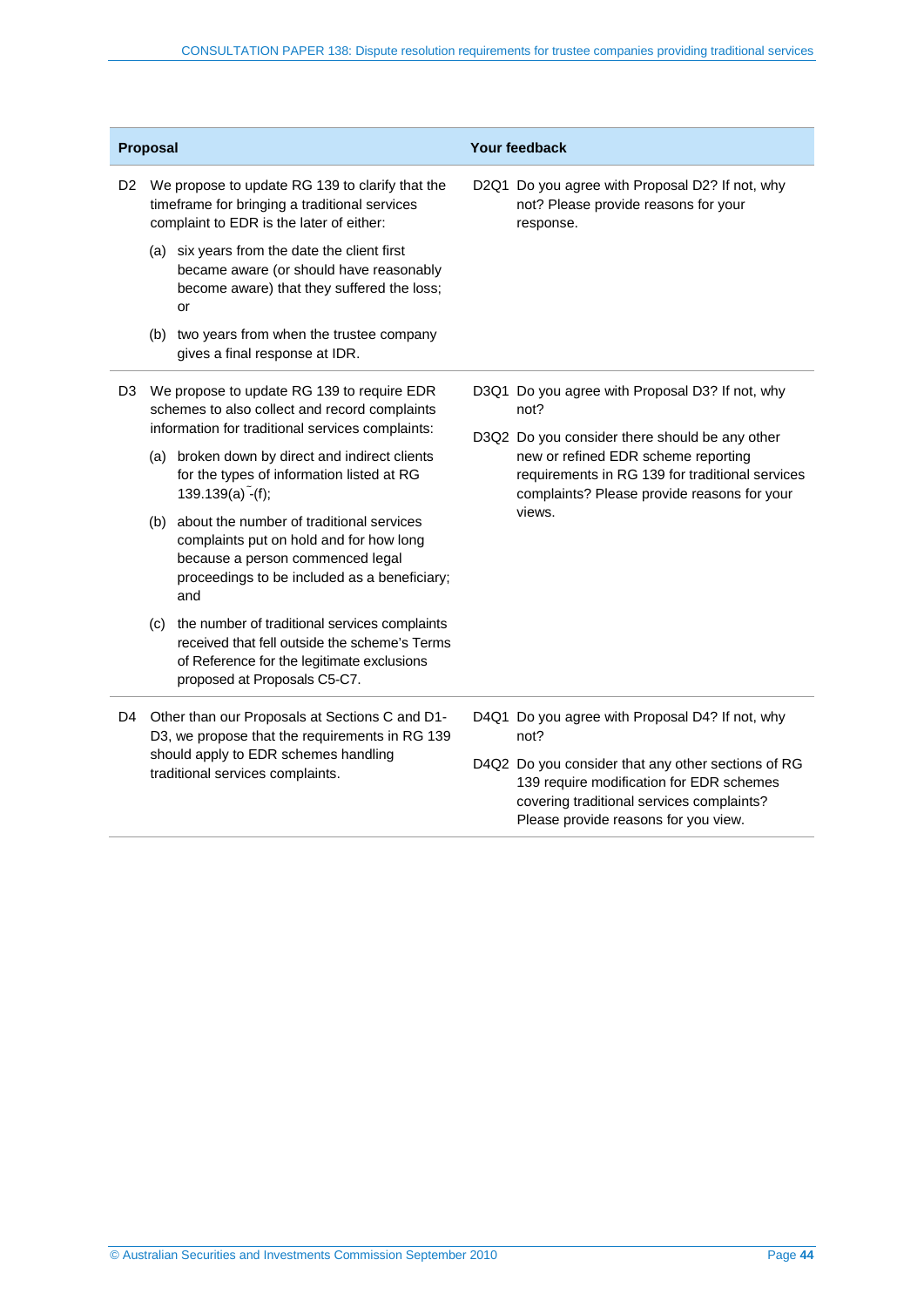| Proposal | Your feedback |
| --- | --- |
| D2 We propose to update RG 139 to clarify that the timeframe for bringing a traditional services complaint to EDR is the later of either:<br>(a) six years from the date the client first became aware (or should have reasonably become aware) that they suffered the loss; or<br>(b) two years from when the trustee company gives a final response at IDR. | D2Q1 Do you agree with Proposal D2? If not, why not? Please provide reasons for your response. |
| D3 We propose to update RG 139 to require EDR schemes to also collect and record complaints information for traditional services complaints:<br>(a) broken down by direct and indirect clients for the types of information listed at RG 139.139(a)-(f);<br>(b) about the number of traditional services complaints put on hold and for how long because a person commenced legal proceedings to be included as a beneficiary; and<br>(c) the number of traditional services complaints received that fell outside the scheme's Terms of Reference for the legitimate exclusions proposed at Proposals C5-C7. | D3Q1 Do you agree with Proposal D3? If not, why not?<br>D3Q2 Do you consider there should be any other new or refined EDR scheme reporting requirements in RG 139 for traditional services complaints? Please provide reasons for your views. |
| D4 Other than our Proposals at Sections C and D1-D3, we propose that the requirements in RG 139 should apply to EDR schemes handling traditional services complaints. | D4Q1 Do you agree with Proposal D4? If not, why not?<br>D4Q2 Do you consider that any other sections of RG 139 require modification for EDR schemes covering traditional services complaints? Please provide reasons for you view. |